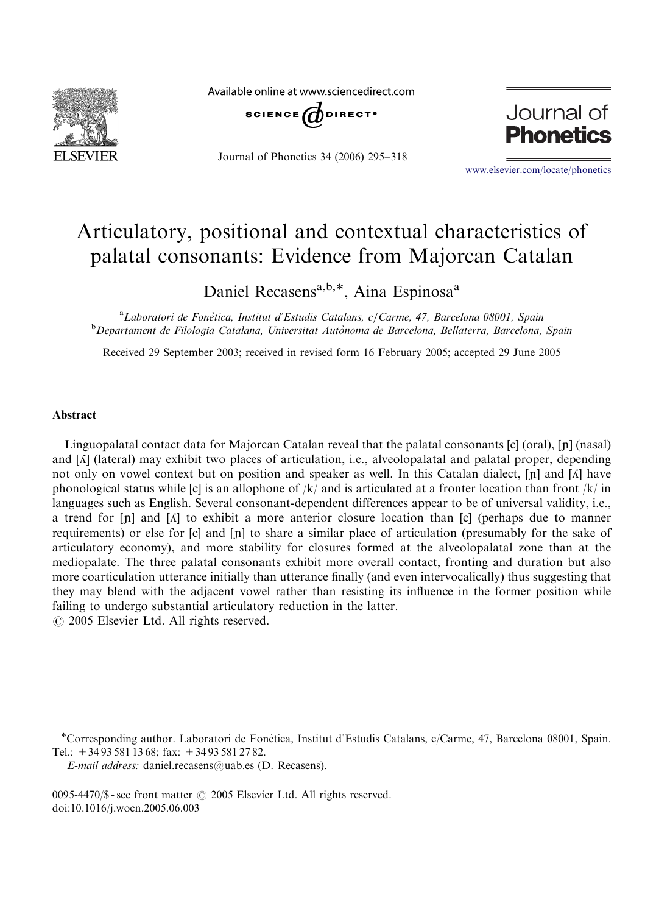Available online at www.sciencedirect.com

# Articulatory, positional and contextual characteristics of palatal consonants: Evidence from Majorcan Catalan

Daniel Recasens[a,b,*], Aina Espinosa[a]

[a]*Laboratori de Fonètica, Institut d'Estudis Catalans, c/Carme, 47, Barcelona 08001, Spain*
[b]*Departament de Filologia Catalana, Universitat Autònoma de Barcelona, Bellaterra, Barcelona, Spain*

Received 29 September 2003; received in revised form 16 February 2005; accepted 29 June 2005

## Abstract

Linguopalatal contact data for Majorcan Catalan reveal that the palatal consonants [c] (oral), [ɲ] (nasal) and [ʎ] (lateral) may exhibit two places of articulation, i.e., alveolopalatal and palatal proper, depending not only on vowel context but on position and speaker as well. In this Catalan dialect, [ɲ] and [ʎ] have phonological status while [c] is an allophone of /k/ and is articulated at a fronter location than front /k/ in languages such as English. Several consonant-dependent differences appear to be of universal validity, i.e., a trend for [ɲ] and [ʎ] to exhibit a more anterior closure location than [c] (perhaps due to manner requirements) or else for [c] and [ɲ] to share a similar place of articulation (presumably for the sake of articulatory economy), and more stability for closures formed at the alveolopalatal zone than at the mediopalate. The three palatal consonants exhibit more overall contact, fronting and duration but also more coarticulation utterance initially than utterance finally (and even intervocalically) thus suggesting that they may blend with the adjacent vowel rather than resisting its influence in the former position while failing to undergo substantial articulatory reduction in the latter.

© 2005 Elsevier Ltd. All rights reserved.

---

*Corresponding author. Laboratori de Fonètica, Institut d'Estudis Catalans, c/Carme, 47, Barcelona 08001, Spain. Tel.: +34 93 581 13 68; fax: +34 93 581 27 82.

*E-mail address:* daniel.recasens@uab.es (D. Recasens).

0095-4470/$ - see front matter © 2005 Elsevier Ltd. All rights reserved.
doi:10.1016/j.wocn.2005.06.003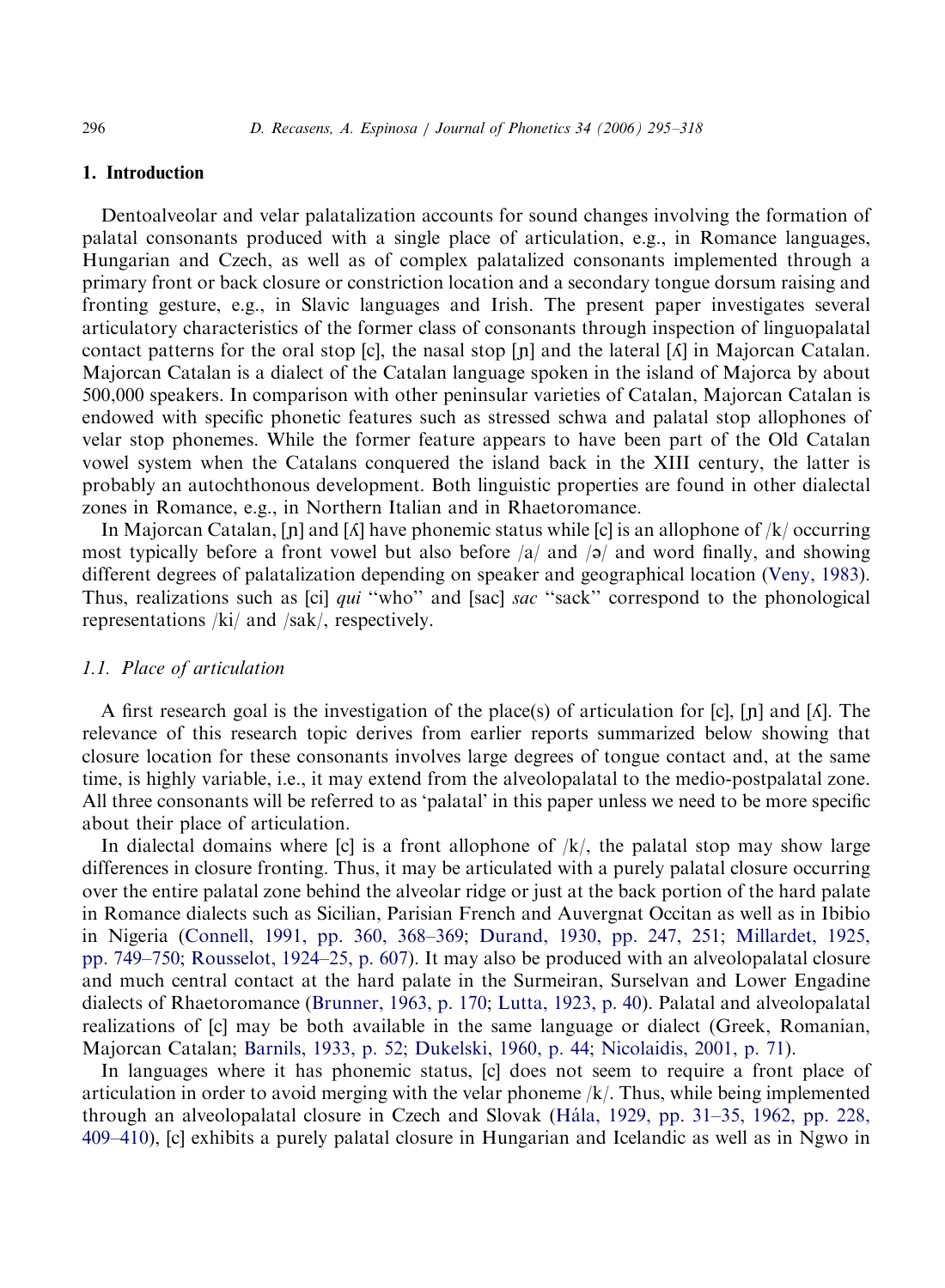## 1. Introduction

Dentoalveolar and velar palatalization accounts for sound changes involving the formation of palatal consonants produced with a single place of articulation, e.g., in Romance languages, Hungarian and Czech, as well as of complex palatalized consonants implemented through a primary front or back closure or constriction location and a secondary tongue dorsum raising and fronting gesture, e.g., in Slavic languages and Irish. The present paper investigates several articulatory characteristics of the former class of consonants through inspection of linguopalatal contact patterns for the oral stop [c], the nasal stop [ɲ] and the lateral [ʎ] in Majorcan Catalan. Majorcan Catalan is a dialect of the Catalan language spoken in the island of Majorca by about 500,000 speakers. In comparison with other peninsular varieties of Catalan, Majorcan Catalan is endowed with specific phonetic features such as stressed schwa and palatal stop allophones of velar stop phonemes. While the former feature appears to have been part of the Old Catalan vowel system when the Catalans conquered the island back in the XIII century, the latter is probably an autochthonous development. Both linguistic properties are found in other dialectal zones in Romance, e.g., in Northern Italian and in Rhaetoromance.

In Majorcan Catalan, [ɲ] and [ʎ] have phonemic status while [c] is an allophone of /k/ occurring most typically before a front vowel but also before /a/ and /ə/ and word finally, and showing different degrees of palatalization depending on speaker and geographical location (Veny, 1983). Thus, realizations such as [ci] *qui* "who" and [sac] *sac* "sack" correspond to the phonological representations /ki/ and /sak/, respectively.

### 1.1. Place of articulation

A first research goal is the investigation of the place(s) of articulation for [c], [ɲ] and [ʎ]. The relevance of this research topic derives from earlier reports summarized below showing that closure location for these consonants involves large degrees of tongue contact and, at the same time, is highly variable, i.e., it may extend from the alveolopalatal to the medio-postpalatal zone. All three consonants will be referred to as 'palatal' in this paper unless we need to be more specific about their place of articulation.

In dialectal domains where [c] is a front allophone of /k/, the palatal stop may show large differences in closure fronting. Thus, it may be articulated with a purely palatal closure occurring over the entire palatal zone behind the alveolar ridge or just at the back portion of the hard palate in Romance dialects such as Sicilian, Parisian French and Auvergnat Occitan as well as in Ibibio in Nigeria (Connell, 1991, pp. 360, 368–369; Durand, 1930, pp. 247, 251; Millardet, 1925, pp. 749–750; Rousselot, 1924–25, p. 607). It may also be produced with an alveolopalatal closure and much central contact at the hard palate in the Surmeiran, Surselvan and Lower Engadine dialects of Rhaetoromance (Brunner, 1963, p. 170; Lutta, 1923, p. 40). Palatal and alveolopalatal realizations of [c] may be both available in the same language or dialect (Greek, Romanian, Majorcan Catalan; Barnils, 1933, p. 52; Dukelski, 1960, p. 44; Nicolaidis, 2001, p. 71).

In languages where it has phonemic status, [c] does not seem to require a front place of articulation in order to avoid merging with the velar phoneme /k/. Thus, while being implemented through an alveolopalatal closure in Czech and Slovak (Hála, 1929, pp. 31–35, 1962, pp. 228, 409–410), [c] exhibits a purely palatal closure in Hungarian and Icelandic as well as in Ngwo in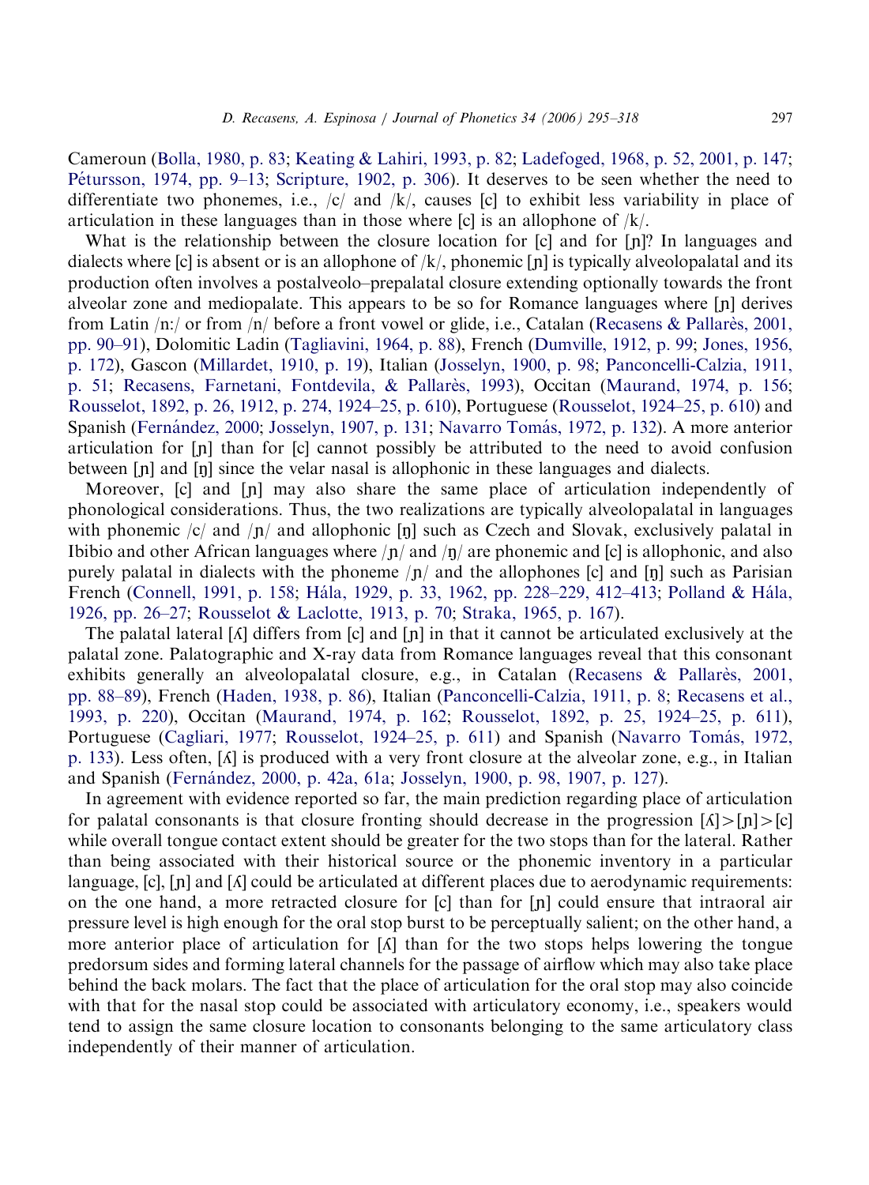Cameroun (Bolla, 1980, p. 83; Keating & Lahiri, 1993, p. 82; Ladefoged, 1968, p. 52, 2001, p. 147; Pétursson, 1974, pp. 9–13; Scripture, 1902, p. 306). It deserves to be seen whether the need to differentiate two phonemes, i.e., /c/ and /k/, causes [c] to exhibit less variability in place of articulation in these languages than in those where [c] is an allophone of /k/.

What is the relationship between the closure location for [c] and for [ɲ]? In languages and dialects where [c] is absent or is an allophone of /k/, phonemic [ɲ] is typically alveolopalatal and its production often involves a postalveolo–prepalatal closure extending optionally towards the front alveolar zone and mediopalate. This appears to be so for Romance languages where [ɲ] derives from Latin /nː/ or from /n/ before a front vowel or glide, i.e., Catalan (Recasens & Pallarès, 2001, pp. 90–91), Dolomitic Ladin (Tagliavini, 1964, p. 88), French (Dumville, 1912, p. 99; Jones, 1956, p. 172), Gascon (Millardet, 1910, p. 19), Italian (Josselyn, 1900, p. 98; Panconcelli-Calzia, 1911, p. 51; Recasens, Farnetani, Fontdevila, & Pallarès, 1993), Occitan (Maurand, 1974, p. 156; Rousselot, 1892, p. 26, 1912, p. 274, 1924–25, p. 610), Portuguese (Rousselot, 1924–25, p. 610) and Spanish (Fernández, 2000; Josselyn, 1907, p. 131; Navarro Tomás, 1972, p. 132). A more anterior articulation for [ɲ] than for [c] cannot possibly be attributed to the need to avoid confusion between [ɲ] and [ŋ] since the velar nasal is allophonic in these languages and dialects.

Moreover, [c] and [ɲ] may also share the same place of articulation independently of phonological considerations. Thus, the two realizations are typically alveolopalatal in languages with phonemic /c/ and /ɲ/ and allophonic [ŋ] such as Czech and Slovak, exclusively palatal in Ibibio and other African languages where /ɲ/ and /ŋ/ are phonemic and [c] is allophonic, and also purely palatal in dialects with the phoneme /ɲ/ and the allophones [c] and [ŋ] such as Parisian French (Connell, 1991, p. 158; Hála, 1929, p. 33, 1962, pp. 228–229, 412–413; Polland & Hála, 1926, pp. 26–27; Rousselot & Laclotte, 1913, p. 70; Straka, 1965, p. 167).

The palatal lateral [ʎ] differs from [c] and [ɲ] in that it cannot be articulated exclusively at the palatal zone. Palatographic and X-ray data from Romance languages reveal that this consonant exhibits generally an alveolopalatal closure, e.g., in Catalan (Recasens & Pallarès, 2001, pp. 88–89), French (Haden, 1938, p. 86), Italian (Panconcelli-Calzia, 1911, p. 8; Recasens et al., 1993, p. 220), Occitan (Maurand, 1974, p. 162; Rousselot, 1892, p. 25, 1924–25, p. 611), Portuguese (Cagliari, 1977; Rousselot, 1924–25, p. 611) and Spanish (Navarro Tomás, 1972, p. 133). Less often, [ʎ] is produced with a very front closure at the alveolar zone, e.g., in Italian and Spanish (Fernández, 2000, p. 42a, 61a; Josselyn, 1900, p. 98, 1907, p. 127).

In agreement with evidence reported so far, the main prediction regarding place of articulation for palatal consonants is that closure fronting should decrease in the progression [ʎ]>[ɲ]>[c] while overall tongue contact extent should be greater for the two stops than for the lateral. Rather than being associated with their historical source or the phonemic inventory in a particular language, [c], [ɲ] and [ʎ] could be articulated at different places due to aerodynamic requirements: on the one hand, a more retracted closure for [c] than for [ɲ] could ensure that intraoral air pressure level is high enough for the oral stop burst to be perceptually salient; on the other hand, a more anterior place of articulation for [ʎ] than for the two stops helps lowering the tongue predorsum sides and forming lateral channels for the passage of airflow which may also take place behind the back molars. The fact that the place of articulation for the oral stop may also coincide with that for the nasal stop could be associated with articulatory economy, i.e., speakers would tend to assign the same closure location to consonants belonging to the same articulatory class independently of their manner of articulation.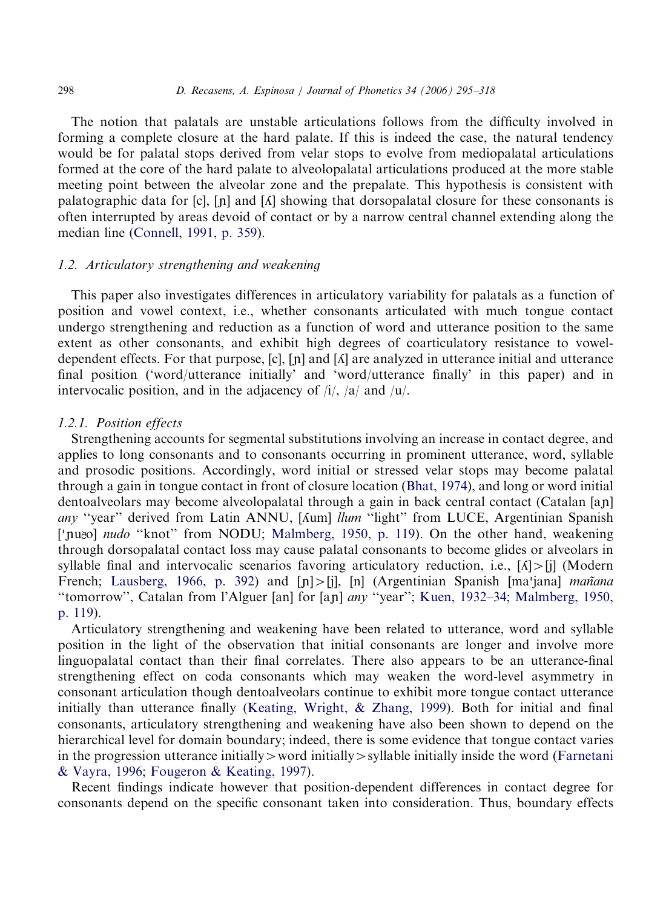The notion that palatals are unstable articulations follows from the difficulty involved in forming a complete closure at the hard palate. If this is indeed the case, the natural tendency would be for palatal stops derived from velar stops to evolve from mediopalatal articulations formed at the core of the hard palate to alveolopalatal articulations produced at the more stable meeting point between the alveolar zone and the prepalate. This hypothesis is consistent with palatographic data for [c], [ɲ] and [ʎ] showing that dorsopalatal closure for these consonants is often interrupted by areas devoid of contact or by a narrow central channel extending along the median line (Connell, 1991, p. 359).

### 1.2. Articulatory strengthening and weakening

This paper also investigates differences in articulatory variability for palatals as a function of position and vowel context, i.e., whether consonants articulated with much tongue contact undergo strengthening and reduction as a function of word and utterance position to the same extent as other consonants, and exhibit high degrees of coarticulatory resistance to vowel-dependent effects. For that purpose, [c], [ɲ] and [ʎ] are analyzed in utterance initial and utterance final position ('word/utterance initially' and 'word/utterance finally' in this paper) and in intervocalic position, and in the adjacency of /i/, /a/ and /u/.

#### 1.2.1. Position effects

Strengthening accounts for segmental substitutions involving an increase in contact degree, and applies to long consonants and to consonants occurring in prominent utterance, word, syllable and prosodic positions. Accordingly, word initial or stressed velar stops may become palatal through a gain in tongue contact in front of closure location (Bhat, 1974), and long or word initial dentoalveolars may become alveolopalatal through a gain in back central contact (Catalan [aɲ] *any* "year" derived from Latin ANNU, [ʎum] *llum* "light" from LUCE, Argentinian Spanish [ˈɲuə̆o] *nudo* "knot" from NODU; Malmberg, 1950, p. 119). On the other hand, weakening through dorsopalatal contact loss may cause palatal consonants to become glides or alveolars in syllable final and intervocalic scenarios favoring articulatory reduction, i.e., [ʎ]>[j] (Modern French; Lausberg, 1966, p. 392) and [ɲ]>[j], [n] (Argentinian Spanish [maˈjana] *mañana* "tomorrow", Catalan from l'Alguer [an] for [aɲ] *any* "year"; Kuen, 1932–34; Malmberg, 1950, p. 119).

Articulatory strengthening and weakening have been related to utterance, word and syllable position in the light of the observation that initial consonants are longer and involve more linguopalatal contact than their final correlates. There also appears to be an utterance-final strengthening effect on coda consonants which may weaken the word-level asymmetry in consonant articulation though dentoalveolars continue to exhibit more tongue contact utterance initially than utterance finally (Keating, Wright, & Zhang, 1999). Both for initial and final consonants, articulatory strengthening and weakening have also been shown to depend on the hierarchical level for domain boundary; indeed, there is some evidence that tongue contact varies in the progression utterance initially > word initially > syllable initially inside the word (Farnetani & Vayra, 1996; Fougeron & Keating, 1997).

Recent findings indicate however that position-dependent differences in contact degree for consonants depend on the specific consonant taken into consideration. Thus, boundary effects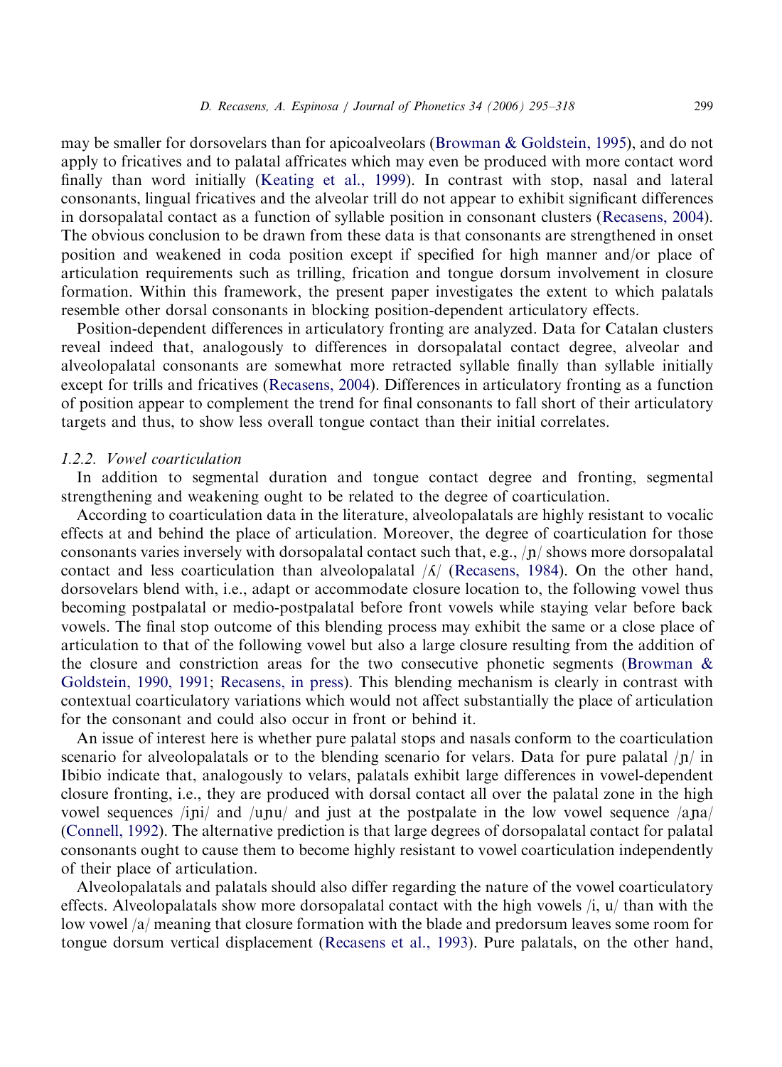may be smaller for dorsovelars than for apicoalveolars (Browman & Goldstein, 1995), and do not apply to fricatives and to palatal affricates which may even be produced with more contact word finally than word initially (Keating et al., 1999). In contrast with stop, nasal and lateral consonants, lingual fricatives and the alveolar trill do not appear to exhibit significant differences in dorsopalatal contact as a function of syllable position in consonant clusters (Recasens, 2004). The obvious conclusion to be drawn from these data is that consonants are strengthened in onset position and weakened in coda position except if specified for high manner and/or place of articulation requirements such as trilling, frication and tongue dorsum involvement in closure formation. Within this framework, the present paper investigates the extent to which palatals resemble other dorsal consonants in blocking position-dependent articulatory effects.

Position-dependent differences in articulatory fronting are analyzed. Data for Catalan clusters reveal indeed that, analogously to differences in dorsopalatal contact degree, alveolar and alveolopalatal consonants are somewhat more retracted syllable finally than syllable initially except for trills and fricatives (Recasens, 2004). Differences in articulatory fronting as a function of position appear to complement the trend for final consonants to fall short of their articulatory targets and thus, to show less overall tongue contact than their initial correlates.

### *1.2.2. Vowel coarticulation*

In addition to segmental duration and tongue contact degree and fronting, segmental strengthening and weakening ought to be related to the degree of coarticulation.

According to coarticulation data in the literature, alveolopalatals are highly resistant to vocalic effects at and behind the place of articulation. Moreover, the degree of coarticulation for those consonants varies inversely with dorsopalatal contact such that, e.g., /ɲ/ shows more dorsopalatal contact and less coarticulation than alveolopalatal /ʎ/ (Recasens, 1984). On the other hand, dorsovelars blend with, i.e., adapt or accommodate closure location to, the following vowel thus becoming postpalatal or medio-postpalatal before front vowels while staying velar before back vowels. The final stop outcome of this blending process may exhibit the same or a close place of articulation to that of the following vowel but also a large closure resulting from the addition of the closure and constriction areas for the two consecutive phonetic segments (Browman & Goldstein, 1990, 1991; Recasens, in press). This blending mechanism is clearly in contrast with contextual coarticulatory variations which would not affect substantially the place of articulation for the consonant and could also occur in front or behind it.

An issue of interest here is whether pure palatal stops and nasals conform to the coarticulation scenario for alveolopalatals or to the blending scenario for velars. Data for pure palatal /ɲ/ in Ibibio indicate that, analogously to velars, palatals exhibit large differences in vowel-dependent closure fronting, i.e., they are produced with dorsal contact all over the palatal zone in the high vowel sequences /iɲi/ and /uɲu/ and just at the postpalate in the low vowel sequence /aɲa/ (Connell, 1992). The alternative prediction is that large degrees of dorsopalatal contact for palatal consonants ought to cause them to become highly resistant to vowel coarticulation independently of their place of articulation.

Alveolopalatals and palatals should also differ regarding the nature of the vowel coarticulatory effects. Alveolopalatals show more dorsopalatal contact with the high vowels /i, u/ than with the low vowel /a/ meaning that closure formation with the blade and predorsum leaves some room for tongue dorsum vertical displacement (Recasens et al., 1993). Pure palatals, on the other hand,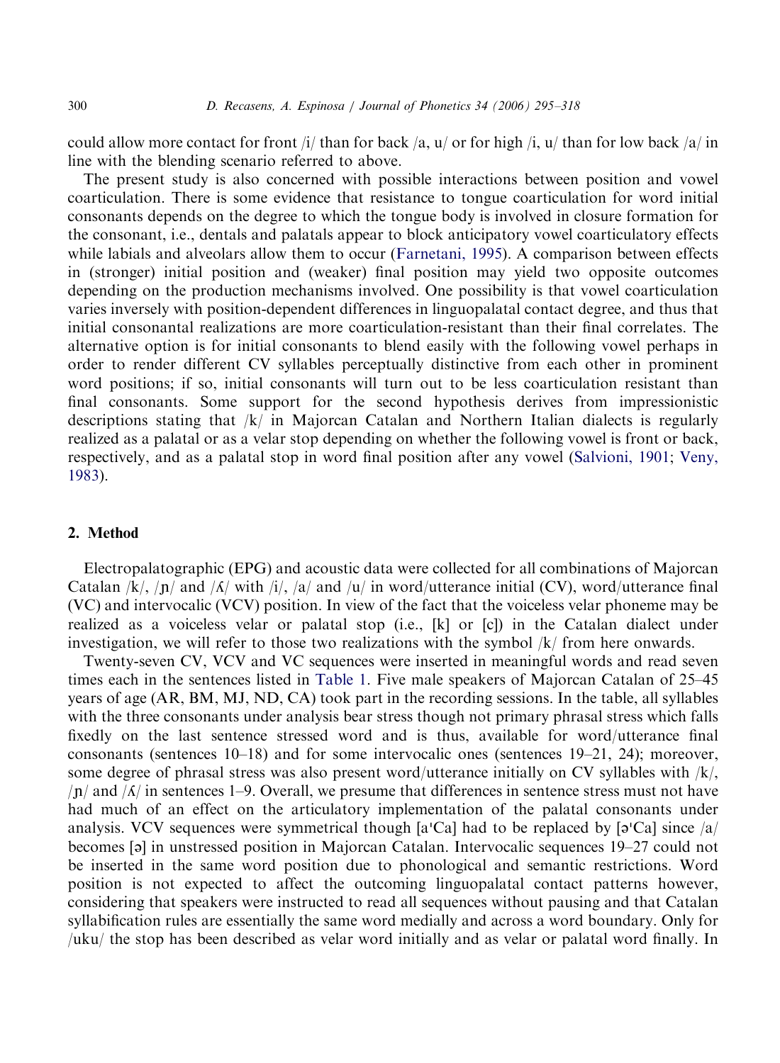could allow more contact for front /i/ than for back /a, u/ or for high /i, u/ than for low back /a/ in line with the blending scenario referred to above.

The present study is also concerned with possible interactions between position and vowel coarticulation. There is some evidence that resistance to tongue coarticulation for word initial consonants depends on the degree to which the tongue body is involved in closure formation for the consonant, i.e., dentals and palatals appear to block anticipatory vowel coarticulatory effects while labials and alveolars allow them to occur (Farnetani, 1995). A comparison between effects in (stronger) initial position and (weaker) final position may yield two opposite outcomes depending on the production mechanisms involved. One possibility is that vowel coarticulation varies inversely with position-dependent differences in linguopalatal contact degree, and thus that initial consonantal realizations are more coarticulation-resistant than their final correlates. The alternative option is for initial consonants to blend easily with the following vowel perhaps in order to render different CV syllables perceptually distinctive from each other in prominent word positions; if so, initial consonants will turn out to be less coarticulation resistant than final consonants. Some support for the second hypothesis derives from impressionistic descriptions stating that /k/ in Majorcan Catalan and Northern Italian dialects is regularly realized as a palatal or as a velar stop depending on whether the following vowel is front or back, respectively, and as a palatal stop in word final position after any vowel (Salvioni, 1901; Veny, 1983).

## 2. Method

Electropalatographic (EPG) and acoustic data were collected for all combinations of Majorcan Catalan /k/, /ɲ/ and /ʎ/ with /i/, /a/ and /u/ in word/utterance initial (CV), word/utterance final (VC) and intervocalic (VCV) position. In view of the fact that the voiceless velar phoneme may be realized as a voiceless velar or palatal stop (i.e., [k] or [c]) in the Catalan dialect under investigation, we will refer to those two realizations with the symbol /k/ from here onwards.

Twenty-seven CV, VCV and VC sequences were inserted in meaningful words and read seven times each in the sentences listed in Table 1. Five male speakers of Majorcan Catalan of 25–45 years of age (AR, BM, MJ, ND, CA) took part in the recording sessions. In the table, all syllables with the three consonants under analysis bear stress though not primary phrasal stress which falls fixedly on the last sentence stressed word and is thus, available for word/utterance final consonants (sentences 10–18) and for some intervocalic ones (sentences 19–21, 24); moreover, some degree of phrasal stress was also present word/utterance initially on CV syllables with /k/, /ɲ/ and /ʎ/ in sentences 1–9. Overall, we presume that differences in sentence stress must not have had much of an effect on the articulatory implementation of the palatal consonants under analysis. VCV sequences were symmetrical though [aˈCa] had to be replaced by [əˈCa] since /a/ becomes [ə] in unstressed position in Majorcan Catalan. Intervocalic sequences 19–27 could not be inserted in the same word position due to phonological and semantic restrictions. Word position is not expected to affect the outcoming linguopalatal contact patterns however, considering that speakers were instructed to read all sequences without pausing and that Catalan syllabification rules are essentially the same word medially and across a word boundary. Only for /uku/ the stop has been described as velar word initially and as velar or palatal word finally. In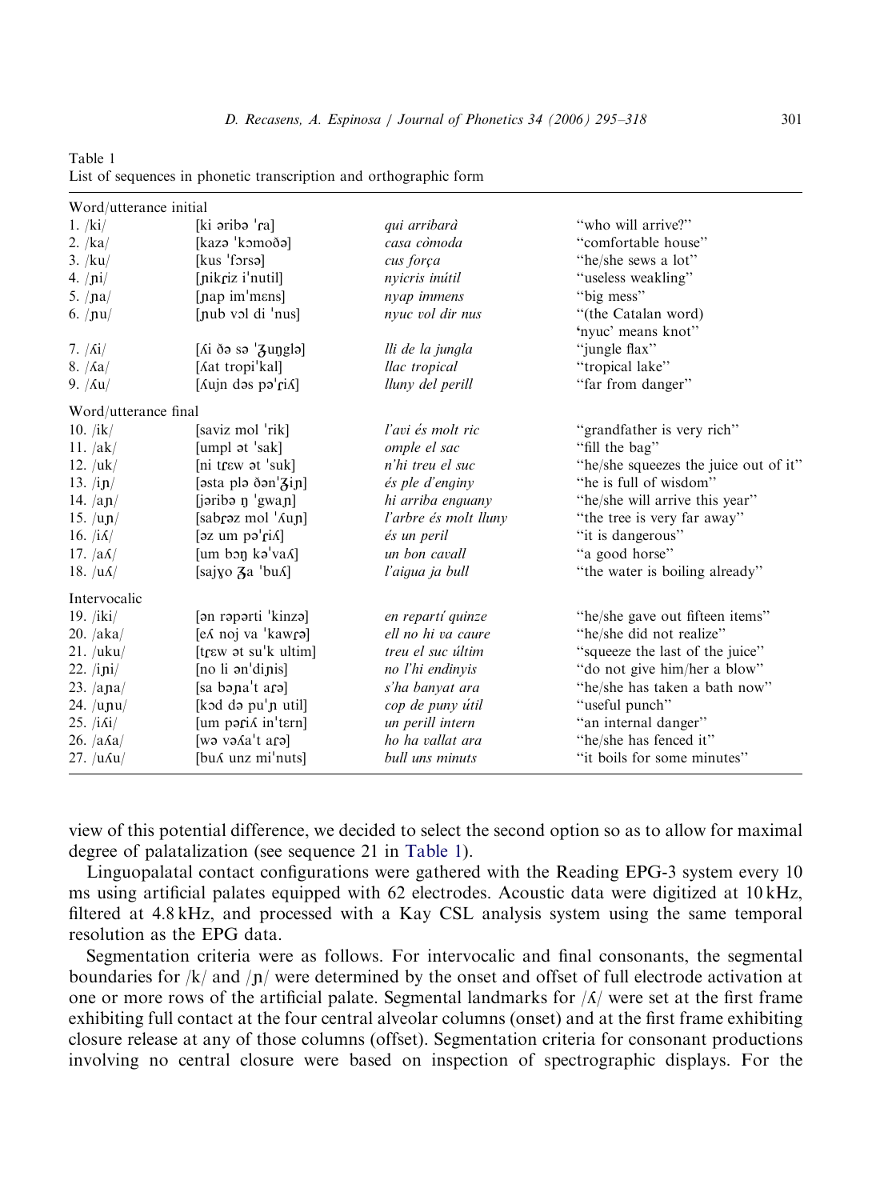Table 1
List of sequences in phonetic transcription and orthographic form

| | | | |
|---|---|---|---|
| Word/utterance initial | | | |
| 1. /ki/ | [ki əribə ˈɾa] | *qui arribarà* | "who will arrive?" |
| 2. /ka/ | [kazə ˈkɔmoðə] | *casa còmoda* | "comfortable house" |
| 3. /ku/ | [kus ˈfɔrsə] | *cus força* | "he/she sews a lot" |
| 4. /ɲi/ | [ɲikɾiz iˈnutil] | *nyicris inútil* | "useless weakling" |
| 5. /ɲa/ | [ɲap imˈmɛns] | *nyap immens* | "big mess" |
| 6. /ɲu/ | [ɲub vɔl di ˈnus] | *nyuc vol dir nus* | "(the Catalan word) 'nyuc' means knot" |
| 7. /ʎi/ | [ʎi ðə sə ˈʒuŋglə] | *lli de la jungla* | "jungle flax" |
| 8. /ʎa/ | [ʎat tropiˈkal] | *llac tropical* | "tropical lake" |
| 9. /ʎu/ | [ʎujn dəs pəˈɾiʎ] | *lluny del perill* | "far from danger" |
| Word/utterance final | | | |
| 10. /ik/ | [saviz mol ˈrik] | *l'avi és molt ric* | "grandfather is very rich" |
| 11. /ak/ | [umpl ət ˈsak] | *omple el sac* | "fill the bag" |
| 12. /uk/ | [ni tɾɛw ət ˈsuk] | *n'hi treu el suc* | "he/she squeezes the juice out of it" |
| 13. /iɲ/ | [əsta plə ðənˈʒiɲ] | *és ple d'enginy* | "he is full of wisdom" |
| 14. /aɲ/ | [jəribə ŋ ˈgwaɲ] | *hi arriba enguany* | "he/she will arrive this year" |
| 15. /uɲ/ | [sabɾəz mol ˈʎuɲ] | *l'arbre és molt lluny* | "the tree is very far away" |
| 16. /iʎ/ | [əz um pəˈɾiʎ] | *és un peril* | "it is dangerous" |
| 17. /aʎ/ | [um bɔŋ kəˈvaʎ] | *un bon cavall* | "a good horse" |
| 18. /uʎ/ | [sajɣo ʒa ˈbuʎ] | *l'aigua ja bull* | "the water is boiling already" |
| Intervocalic | | | |
| 19. /iki/ | [ən rəpərti ˈkinzə] | *en repartí quinze* | "he/she gave out fifteen items" |
| 20. /aka/ | [eʎ noj va ˈkawɾə] | *ell no hi va caure* | "he/she did not realize" |
| 21. /uku/ | [tɾɛw ət suˈk ultim] | *treu el suc últim* | "squeeze the last of the juice" |
| 22. /iɲi/ | [no li ənˈdiɲis] | *no l'hi endinyis* | "do not give him/her a blow" |
| 23. /aɲa/ | [sa bəɲaˈt aɾə] | *s'ha banyat ara* | "he/she has taken a bath now" |
| 24. /uɲu/ | [kɔd də puˈɲ util] | *cop de puny útil* | "useful punch" |
| 25. /iʎi/ | [um pəɾiʎ inˈtɛrn] | *un perill intern* | "an internal danger" |
| 26. /aʎa/ | [wə vəʎaˈt aɾə] | *ho ha vallat ara* | "he/she has fenced it" |
| 27. /uʎu/ | [buʎ unz miˈnuts] | *bull uns minuts* | "it boils for some minutes" |

view of this potential difference, we decided to select the second option so as to allow for maximal degree of palatalization (see sequence 21 in Table 1).

Linguopalatal contact configurations were gathered with the Reading EPG-3 system every 10 ms using artificial palates equipped with 62 electrodes. Acoustic data were digitized at 10 kHz, filtered at 4.8 kHz, and processed with a Kay CSL analysis system using the same temporal resolution as the EPG data.

Segmentation criteria were as follows. For intervocalic and final consonants, the segmental boundaries for /k/ and /ɲ/ were determined by the onset and offset of full electrode activation at one or more rows of the artificial palate. Segmental landmarks for /ʎ/ were set at the first frame exhibiting full contact at the four central alveolar columns (onset) and at the first frame exhibiting closure release at any of those columns (offset). Segmentation criteria for consonant productions involving no central closure were based on inspection of spectrographic displays. For the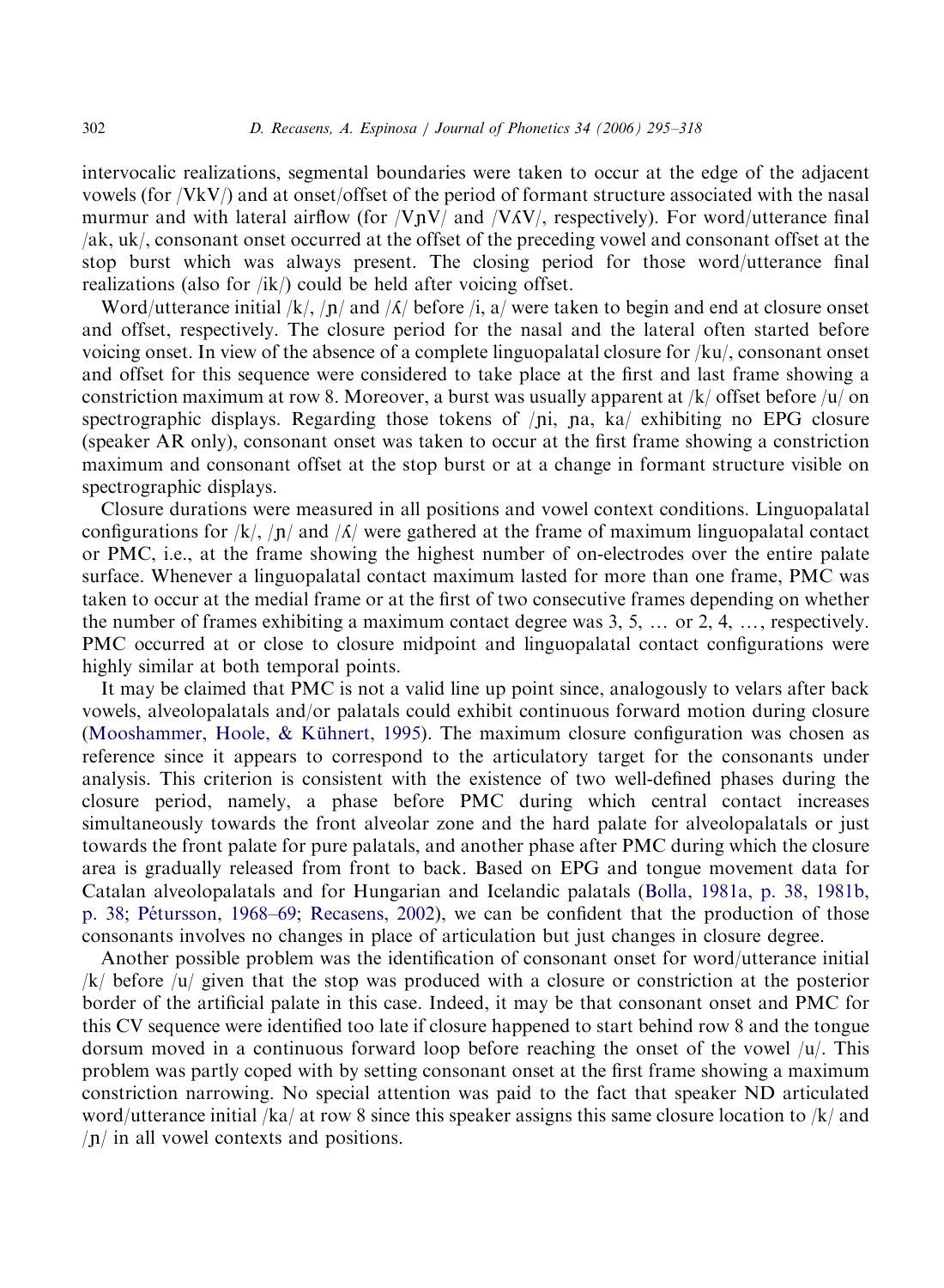intervocalic realizations, segmental boundaries were taken to occur at the edge of the adjacent vowels (for /VkV/) and at onset/offset of the period of formant structure associated with the nasal murmur and with lateral airflow (for /VɲV/ and /VʎV/, respectively). For word/utterance final /ak, uk/, consonant onset occurred at the offset of the preceding vowel and consonant offset at the stop burst which was always present. The closing period for those word/utterance final realizations (also for /ik/) could be held after voicing offset.

Word/utterance initial /k/, /ɲ/ and /ʎ/ before /i, a/ were taken to begin and end at closure onset and offset, respectively. The closure period for the nasal and the lateral often started before voicing onset. In view of the absence of a complete linguopalatal closure for /ku/, consonant onset and offset for this sequence were considered to take place at the first and last frame showing a constriction maximum at row 8. Moreover, a burst was usually apparent at /k/ offset before /u/ on spectrographic displays. Regarding those tokens of /ɲi, ɲa, ka/ exhibiting no EPG closure (speaker AR only), consonant onset was taken to occur at the first frame showing a constriction maximum and consonant offset at the stop burst or at a change in formant structure visible on spectrographic displays.

Closure durations were measured in all positions and vowel context conditions. Linguopalatal configurations for /k/, /ɲ/ and /ʎ/ were gathered at the frame of maximum linguopalatal contact or PMC, i.e., at the frame showing the highest number of on-electrodes over the entire palate surface. Whenever a linguopalatal contact maximum lasted for more than one frame, PMC was taken to occur at the medial frame or at the first of two consecutive frames depending on whether the number of frames exhibiting a maximum contact degree was 3, 5, … or 2, 4, …, respectively. PMC occurred at or close to closure midpoint and linguopalatal contact configurations were highly similar at both temporal points.

It may be claimed that PMC is not a valid line up point since, analogously to velars after back vowels, alveolopalatals and/or palatals could exhibit continuous forward motion during closure (Mooshammer, Hoole, & Kühnert, 1995). The maximum closure configuration was chosen as reference since it appears to correspond to the articulatory target for the consonants under analysis. This criterion is consistent with the existence of two well-defined phases during the closure period, namely, a phase before PMC during which central contact increases simultaneously towards the front alveolar zone and the hard palate for alveolopalatals or just towards the front palate for pure palatals, and another phase after PMC during which the closure area is gradually released from front to back. Based on EPG and tongue movement data for Catalan alveolopalatals and for Hungarian and Icelandic palatals (Bolla, 1981a, p. 38, 1981b, p. 38; Pétursson, 1968–69; Recasens, 2002), we can be confident that the production of those consonants involves no changes in place of articulation but just changes in closure degree.

Another possible problem was the identification of consonant onset for word/utterance initial /k/ before /u/ given that the stop was produced with a closure or constriction at the posterior border of the artificial palate in this case. Indeed, it may be that consonant onset and PMC for this CV sequence were identified too late if closure happened to start behind row 8 and the tongue dorsum moved in a continuous forward loop before reaching the onset of the vowel /u/. This problem was partly coped with by setting consonant onset at the first frame showing a maximum constriction narrowing. No special attention was paid to the fact that speaker ND articulated word/utterance initial /ka/ at row 8 since this speaker assigns this same closure location to /k/ and /ɲ/ in all vowel contexts and positions.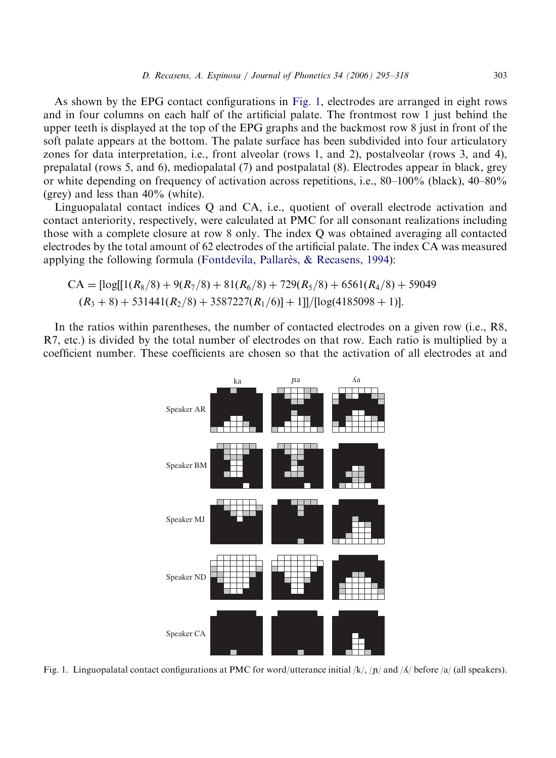As shown by the EPG contact configurations in Fig. 1, electrodes are arranged in eight rows and in four columns on each half of the artificial palate. The frontmost row 1 just behind the upper teeth is displayed at the top of the EPG graphs and the backmost row 8 just in front of the soft palate appears at the bottom. The palate surface has been subdivided into four articulatory zones for data interpretation, i.e., front alveolar (rows 1, and 2), postalveolar (rows 3, and 4), prepalatal (rows 5, and 6), mediopalatal (7) and postpalatal (8). Electrodes appear in black, grey or white depending on frequency of activation across repetitions, i.e., 80–100% (black), 40–80% (grey) and less than 40% (white).

Linguopalatal contact indices Q and CA, i.e., quotient of overall electrode activation and contact anteriority, respectively, were calculated at PMC for all consonant realizations including those with a complete closure at row 8 only. The index Q was obtained averaging all contacted electrodes by the total amount of 62 electrodes of the artificial palate. The index CA was measured applying the following formula (Fontdevila, Pallarès, & Recasens, 1994):

$$\mathrm{CA} = [\log[[1(R_8/8) + 9(R_7/8) + 81(R_6/8) + 729(R_5/8) + 6561(R_4/8) + 59049 (R_3+8) + 531441(R_2/8) + 3587227(R_1/6)] + 1]]/[\log(4185098 + 1)].$$

In the ratios within parentheses, the number of contacted electrodes on a given row (i.e., R8, R7, etc.) is divided by the total number of electrodes on that row. Each ratio is multiplied by a coefficient number. These coefficients are chosen so that the activation of all electrodes at and

Fig. 1. Linguopalatal contact configurations at PMC for word/utterance initial /k/, /ɲ/ and /ʎ/ before /a/ (all speakers).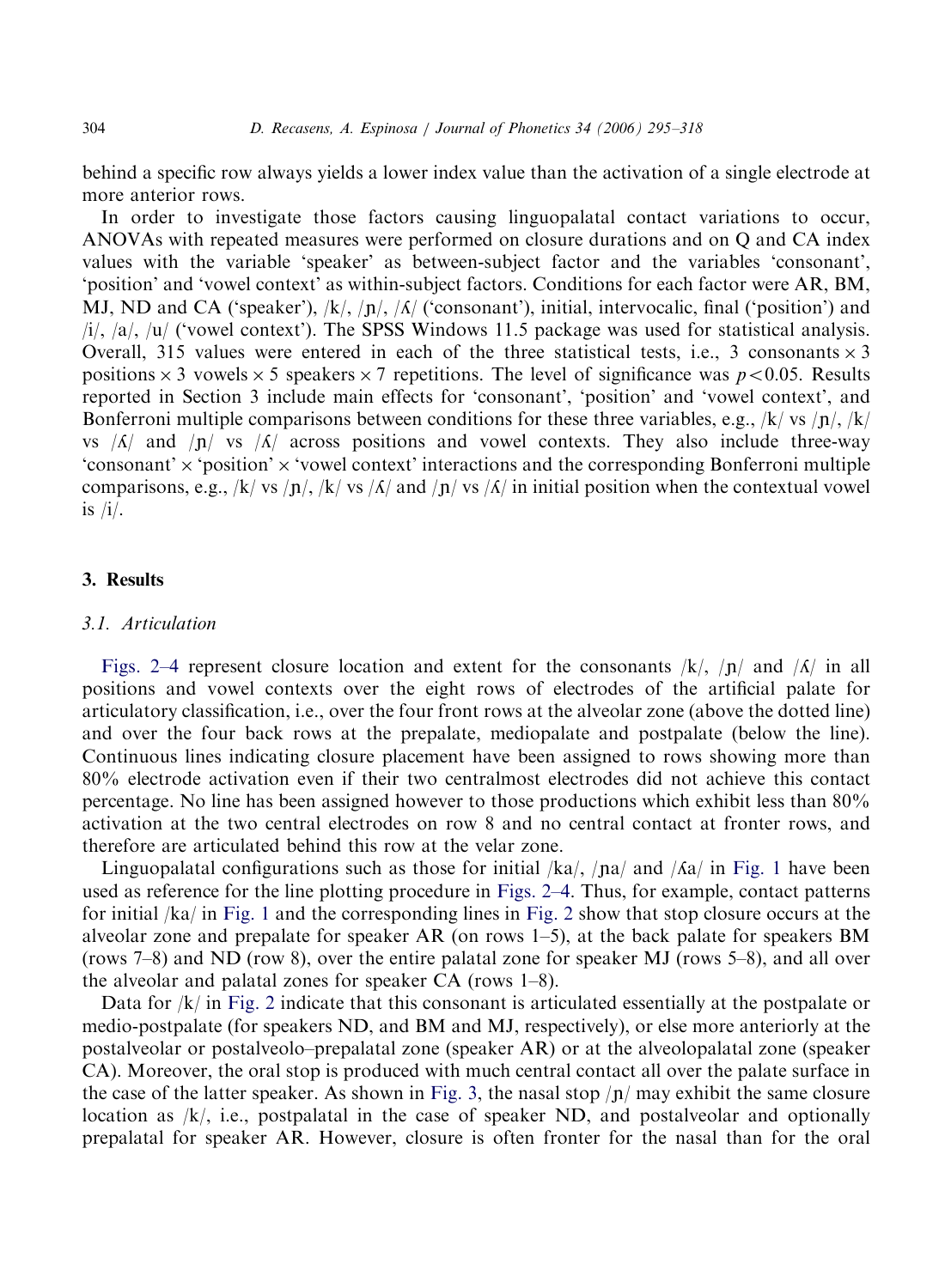behind a specific row always yields a lower index value than the activation of a single electrode at more anterior rows.

In order to investigate those factors causing linguopalatal contact variations to occur, ANOVAs with repeated measures were performed on closure durations and on Q and CA index values with the variable 'speaker' as between-subject factor and the variables 'consonant', 'position' and 'vowel context' as within-subject factors. Conditions for each factor were AR, BM, MJ, ND and CA ('speaker'), /k/, /ɲ/, /ʎ/ ('consonant'), initial, intervocalic, final ('position') and /i/, /a/, /u/ ('vowel context'). The SPSS Windows 11.5 package was used for statistical analysis. Overall, 315 values were entered in each of the three statistical tests, i.e., 3 consonants $\times$ 3 positions $\times$ 3 vowels $\times$ 5 speakers $\times$ 7 repetitions. The level of significance was $p<0.05$. Results reported in Section 3 include main effects for 'consonant', 'position' and 'vowel context', and Bonferroni multiple comparisons between conditions for these three variables, e.g., /k/ vs /ɲ/, /k/ vs /ʎ/ and /ɲ/ vs /ʎ/ across positions and vowel contexts. They also include three-way 'consonant' $\times$ 'position' $\times$ 'vowel context' interactions and the corresponding Bonferroni multiple comparisons, e.g., /k/ vs /ɲ/, /k/ vs /ʎ/ and /ɲ/ vs /ʎ/ in initial position when the contextual vowel is /i/.

## 3. Results

### 3.1. Articulation

Figs. 2–4 represent closure location and extent for the consonants /k/, /ɲ/ and /ʎ/ in all positions and vowel contexts over the eight rows of electrodes of the artificial palate for articulatory classification, i.e., over the four front rows at the alveolar zone (above the dotted line) and over the four back rows at the prepalate, mediopalate and postpalate (below the line). Continuous lines indicating closure placement have been assigned to rows showing more than 80% electrode activation even if their two centralmost electrodes did not achieve this contact percentage. No line has been assigned however to those productions which exhibit less than 80% activation at the two central electrodes on row 8 and no central contact at fronter rows, and therefore are articulated behind this row at the velar zone.

Linguopalatal configurations such as those for initial /ka/, /ɲa/ and /ʎa/ in Fig. 1 have been used as reference for the line plotting procedure in Figs. 2–4. Thus, for example, contact patterns for initial /ka/ in Fig. 1 and the corresponding lines in Fig. 2 show that stop closure occurs at the alveolar zone and prepalate for speaker AR (on rows 1–5), at the back palate for speakers BM (rows 7–8) and ND (row 8), over the entire palatal zone for speaker MJ (rows 5–8), and all over the alveolar and palatal zones for speaker CA (rows 1–8).

Data for /k/ in Fig. 2 indicate that this consonant is articulated essentially at the postpalate or medio-postpalate (for speakers ND, and BM and MJ, respectively), or else more anteriorly at the postalveolar or postalveolo–prepalatal zone (speaker AR) or at the alveolopalatal zone (speaker CA). Moreover, the oral stop is produced with much central contact all over the palate surface in the case of the latter speaker. As shown in Fig. 3, the nasal stop /ɲ/ may exhibit the same closure location as /k/, i.e., postpalatal in the case of speaker ND, and postalveolar and optionally prepalatal for speaker AR. However, closure is often fronter for the nasal than for the oral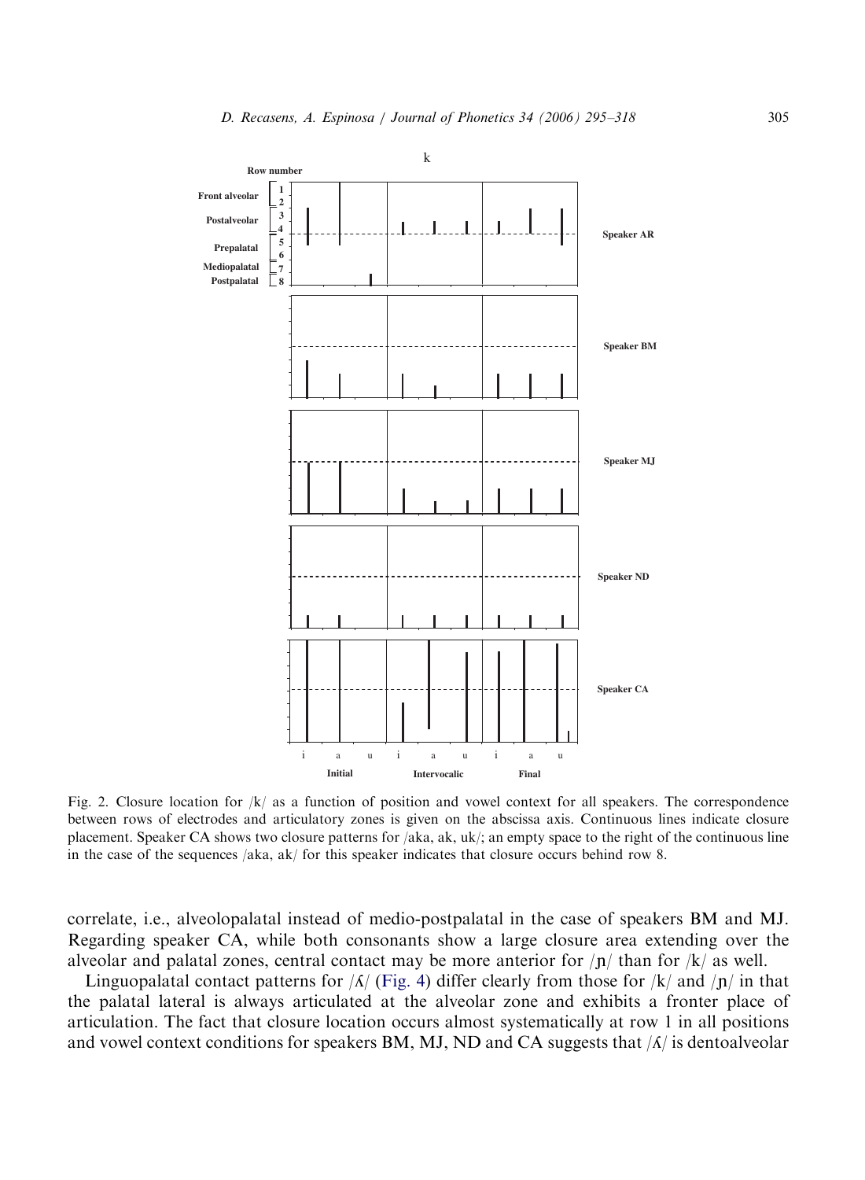Fig. 2. Closure location for /k/ as a function of position and vowel context for all speakers. The correspondence between rows of electrodes and articulatory zones is given on the abscissa axis. Continuous lines indicate closure placement. Speaker CA shows two closure patterns for /aka, ak, uk/; an empty space to the right of the continuous line in the case of the sequences /aka, ak/ for this speaker indicates that closure occurs behind row 8.

correlate, i.e., alveolopalatal instead of medio-postpalatal in the case of speakers BM and MJ. Regarding speaker CA, while both consonants show a large closure area extending over the alveolar and palatal zones, central contact may be more anterior for /ɲ/ than for /k/ as well.

Linguopalatal contact patterns for /ʎ/ (Fig. 4) differ clearly from those for /k/ and /ɲ/ in that the palatal lateral is always articulated at the alveolar zone and exhibits a fronter place of articulation. The fact that closure location occurs almost systematically at row 1 in all positions and vowel context conditions for speakers BM, MJ, ND and CA suggests that /ʎ/ is dentoalveolar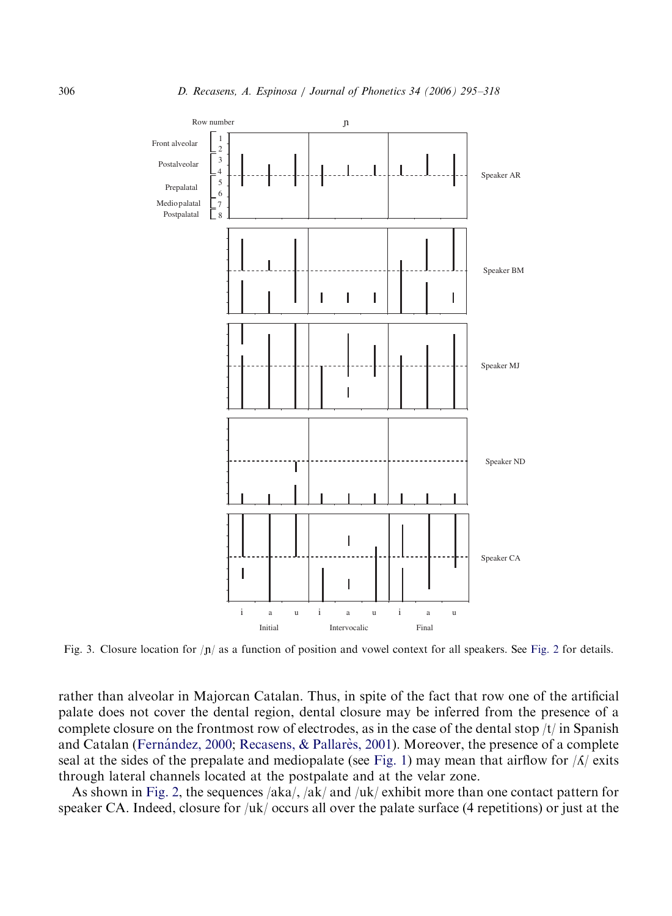Fig. 3. Closure location for /ɲ/ as a function of position and vowel context for all speakers. See Fig. 2 for details.

rather than alveolar in Majorcan Catalan. Thus, in spite of the fact that row one of the artificial palate does not cover the dental region, dental closure may be inferred from the presence of a complete closure on the frontmost row of electrodes, as in the case of the dental stop /t/ in Spanish and Catalan (Fernández, 2000; Recasens, & Pallarès, 2001). Moreover, the presence of a complete seal at the sides of the prepalate and mediopalate (see Fig. 1) may mean that airflow for /ʎ/ exits through lateral channels located at the postpalate and at the velar zone.

As shown in Fig. 2, the sequences /aka/, /ak/ and /uk/ exhibit more than one contact pattern for speaker CA. Indeed, closure for /uk/ occurs all over the palate surface (4 repetitions) or just at the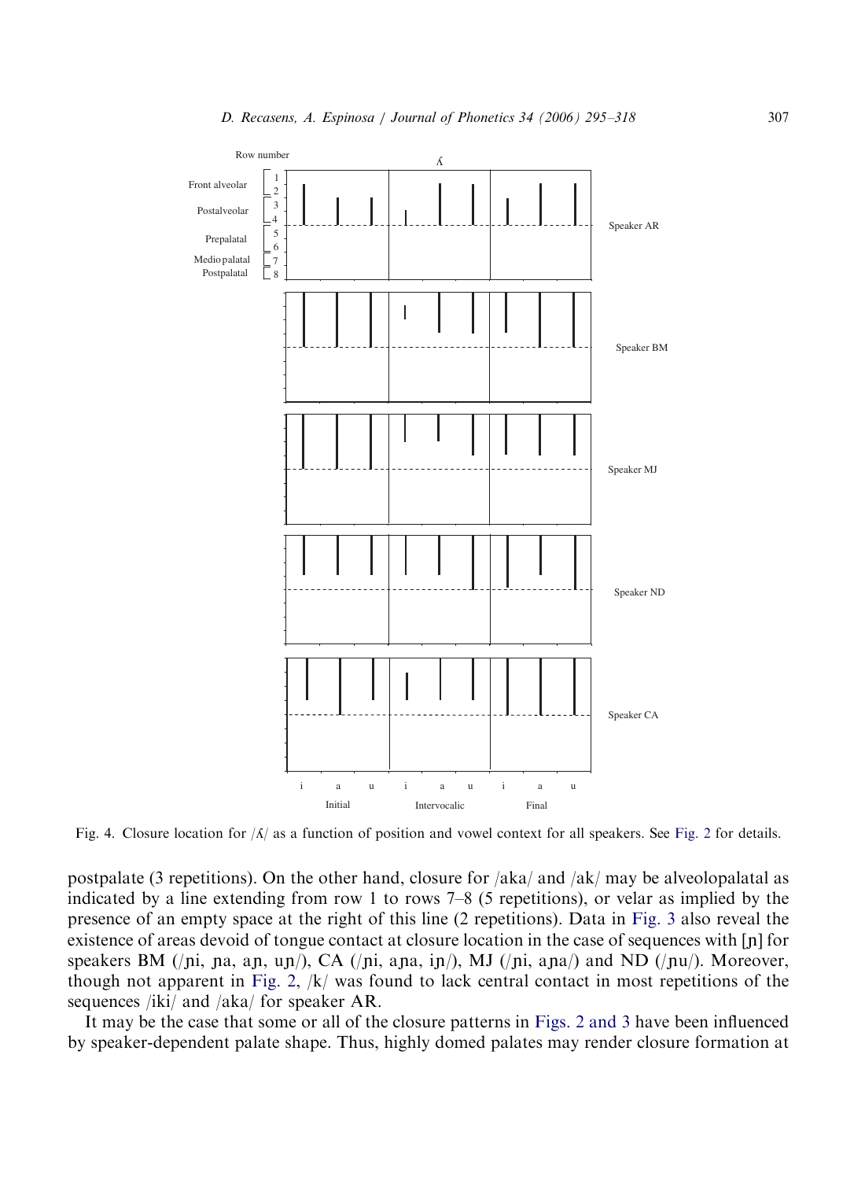Fig. 4. Closure location for /ʎ/ as a function of position and vowel context for all speakers. See Fig. 2 for details.

postpalate (3 repetitions). On the other hand, closure for /aka/ and /ak/ may be alveolopalatal as indicated by a line extending from row 1 to rows 7–8 (5 repetitions), or velar as implied by the presence of an empty space at the right of this line (2 repetitions). Data in Fig. 3 also reveal the existence of areas devoid of tongue contact at closure location in the case of sequences with [ɲ] for speakers BM (/ɲi, ɲa, aɲ, uɲ/), CA (/ɲi, aɲa, iɲ/), MJ (/ɲi, aɲa/) and ND (/ɲu/). Moreover, though not apparent in Fig. 2, /k/ was found to lack central contact in most repetitions of the sequences /iki/ and /aka/ for speaker AR.

It may be the case that some or all of the closure patterns in Figs. 2 and 3 have been influenced by speaker-dependent palate shape. Thus, highly domed palates may render closure formation at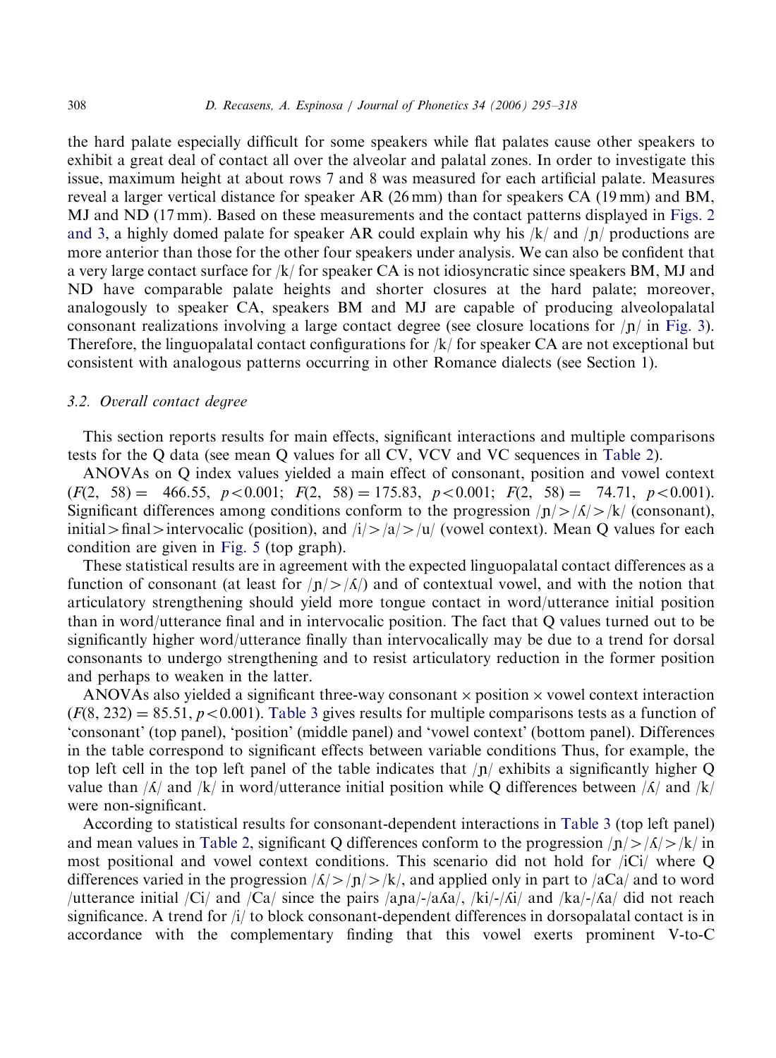the hard palate especially difficult for some speakers while flat palates cause other speakers to exhibit a great deal of contact all over the alveolar and palatal zones. In order to investigate this issue, maximum height at about rows 7 and 8 was measured for each artificial palate. Measures reveal a larger vertical distance for speaker AR (26 mm) than for speakers CA (19 mm) and BM, MJ and ND (17 mm). Based on these measurements and the contact patterns displayed in Figs. 2 and 3, a highly domed palate for speaker AR could explain why his /k/ and /ɲ/ productions are more anterior than those for the other four speakers under analysis. We can also be confident that a very large contact surface for /k/ for speaker CA is not idiosyncratic since speakers BM, MJ and ND have comparable palate heights and shorter closures at the hard palate; moreover, analogously to speaker CA, speakers BM and MJ are capable of producing alveolopalatal consonant realizations involving a large contact degree (see closure locations for /ɲ/ in Fig. 3). Therefore, the linguopalatal contact configurations for /k/ for speaker CA are not exceptional but consistent with analogous patterns occurring in other Romance dialects (see Section 1).

### 3.2. Overall contact degree

This section reports results for main effects, significant interactions and multiple comparisons tests for the Q data (see mean Q values for all CV, VCV and VC sequences in Table 2).

ANOVAs on Q index values yielded a main effect of consonant, position and vowel context ($F(2, 58) = 466.55$, $p < 0.001$; $F(2, 58) = 175.83$, $p < 0.001$; $F(2, 58) = 74.71$, $p < 0.001$). Significant differences among conditions conform to the progression /ɲ/ > /ʎ/ > /k/ (consonant), initial > final > intervocalic (position), and /i/ > /a/ > /u/ (vowel context). Mean Q values for each condition are given in Fig. 5 (top graph).

These statistical results are in agreement with the expected linguopalatal contact differences as a function of consonant (at least for /ɲ/ > /ʎ/) and of contextual vowel, and with the notion that articulatory strengthening should yield more tongue contact in word/utterance initial position than in word/utterance final and in intervocalic position. The fact that Q values turned out to be significantly higher word/utterance finally than intervocalically may be due to a trend for dorsal consonants to undergo strengthening and to resist articulatory reduction in the former position and perhaps to weaken in the latter.

ANOVAs also yielded a significant three-way consonant × position × vowel context interaction ($F(8, 232) = 85.51$, $p < 0.001$). Table 3 gives results for multiple comparisons tests as a function of 'consonant' (top panel), 'position' (middle panel) and 'vowel context' (bottom panel). Differences in the table correspond to significant effects between variable conditions Thus, for example, the top left cell in the top left panel of the table indicates that /ɲ/ exhibits a significantly higher Q value than /ʎ/ and /k/ in word/utterance initial position while Q differences between /ʎ/ and /k/ were non-significant.

According to statistical results for consonant-dependent interactions in Table 3 (top left panel) and mean values in Table 2, significant Q differences conform to the progression /ɲ/ > /ʎ/ > /k/ in most positional and vowel context conditions. This scenario did not hold for /iCi/ where Q differences varied in the progression /ʎ/ > /ɲ/ > /k/, and applied only in part to /aCa/ and to word /utterance initial /Ci/ and /Ca/ since the pairs /aɲa/-/aʎa/, /ki/-/ʎi/ and /ka/-/ʎa/ did not reach significance. A trend for /i/ to block consonant-dependent differences in dorsopalatal contact is in accordance with the complementary finding that this vowel exerts prominent V-to-C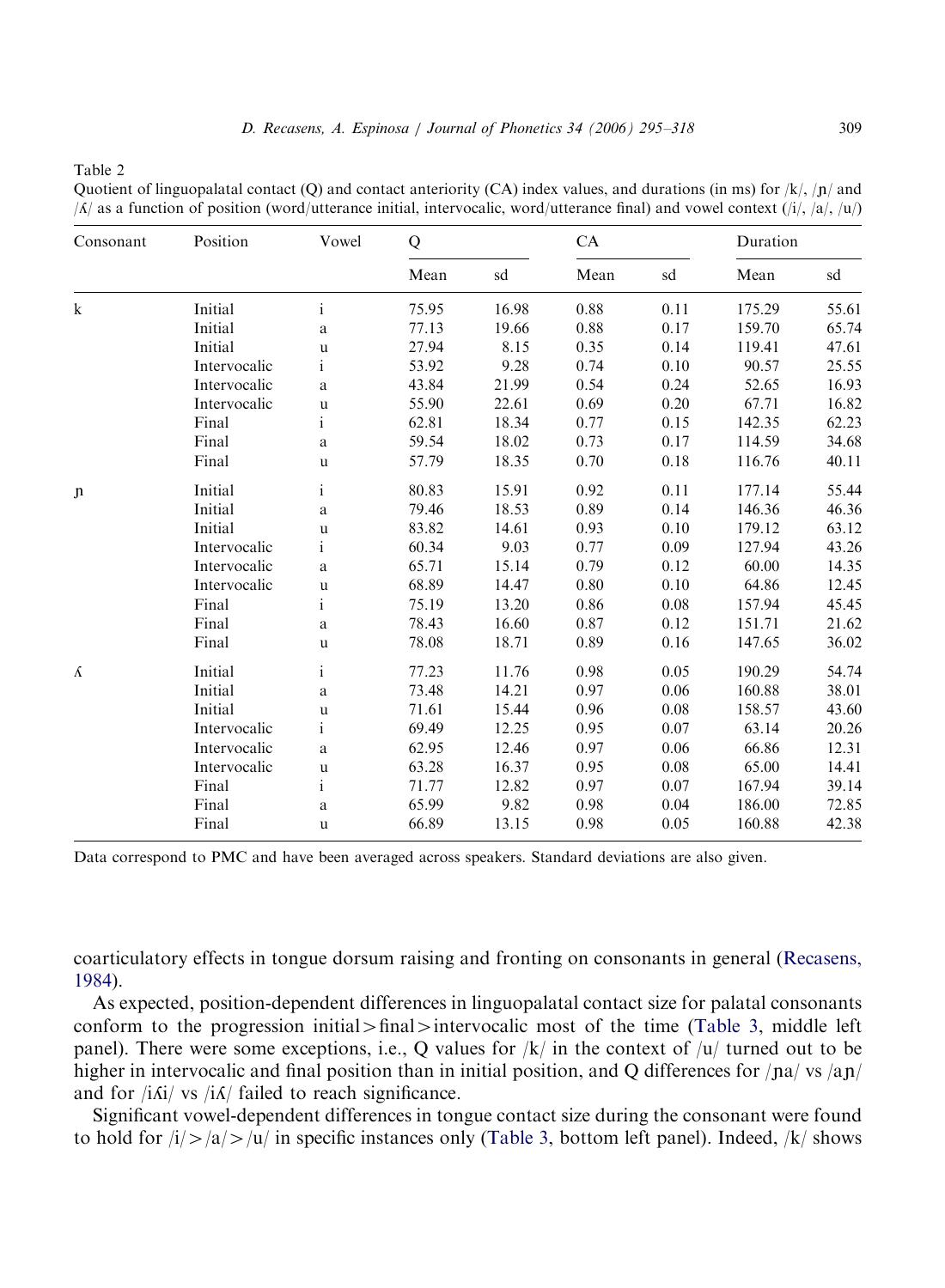Table 2
Quotient of linguopalatal contact (Q) and contact anteriority (CA) index values, and durations (in ms) for /k/, /ɲ/ and /ʎ/ as a function of position (word/utterance initial, intervocalic, word/utterance final) and vowel context (/i/, /a/, /u/)

| Consonant | Position | Vowel | Q | | CA | | Duration | |
|---|---|---|---|---|---|---|---|---|
| | | | Mean | sd | Mean | sd | Mean | sd |
| k | Initial | i | 75.95 | 16.98 | 0.88 | 0.11 | 175.29 | 55.61 |
| | Initial | a | 77.13 | 19.66 | 0.88 | 0.17 | 159.70 | 65.74 |
| | Initial | u | 27.94 | 8.15 | 0.35 | 0.14 | 119.41 | 47.61 |
| | Intervocalic | i | 53.92 | 9.28 | 0.74 | 0.10 | 90.57 | 25.55 |
| | Intervocalic | a | 43.84 | 21.99 | 0.54 | 0.24 | 52.65 | 16.93 |
| | Intervocalic | u | 55.90 | 22.61 | 0.69 | 0.20 | 67.71 | 16.82 |
| | Final | i | 62.81 | 18.34 | 0.77 | 0.15 | 142.35 | 62.23 |
| | Final | a | 59.54 | 18.02 | 0.73 | 0.17 | 114.59 | 34.68 |
| | Final | u | 57.79 | 18.35 | 0.70 | 0.18 | 116.76 | 40.11 |
| ɲ | Initial | i | 80.83 | 15.91 | 0.92 | 0.11 | 177.14 | 55.44 |
| | Initial | a | 79.46 | 18.53 | 0.89 | 0.14 | 146.36 | 46.36 |
| | Initial | u | 83.82 | 14.61 | 0.93 | 0.10 | 179.12 | 63.12 |
| | Intervocalic | i | 60.34 | 9.03 | 0.77 | 0.09 | 127.94 | 43.26 |
| | Intervocalic | a | 65.71 | 15.14 | 0.79 | 0.12 | 60.00 | 14.35 |
| | Intervocalic | u | 68.89 | 14.47 | 0.80 | 0.10 | 64.86 | 12.45 |
| | Final | i | 75.19 | 13.20 | 0.86 | 0.08 | 157.94 | 45.45 |
| | Final | a | 78.43 | 16.60 | 0.87 | 0.12 | 151.71 | 21.62 |
| | Final | u | 78.08 | 18.71 | 0.89 | 0.16 | 147.65 | 36.02 |
| ʎ | Initial | i | 77.23 | 11.76 | 0.98 | 0.05 | 190.29 | 54.74 |
| | Initial | a | 73.48 | 14.21 | 0.97 | 0.06 | 160.88 | 38.01 |
| | Initial | u | 71.61 | 15.44 | 0.96 | 0.08 | 158.57 | 43.60 |
| | Intervocalic | i | 69.49 | 12.25 | 0.95 | 0.07 | 63.14 | 20.26 |
| | Intervocalic | a | 62.95 | 12.46 | 0.97 | 0.06 | 66.86 | 12.31 |
| | Intervocalic | u | 63.28 | 16.37 | 0.95 | 0.08 | 65.00 | 14.41 |
| | Final | i | 71.77 | 12.82 | 0.97 | 0.07 | 167.94 | 39.14 |
| | Final | a | 65.99 | 9.82 | 0.98 | 0.04 | 186.00 | 72.85 |
| | Final | u | 66.89 | 13.15 | 0.98 | 0.05 | 160.88 | 42.38 |

Data correspond to PMC and have been averaged across speakers. Standard deviations are also given.

coarticulatory effects in tongue dorsum raising and fronting on consonants in general (Recasens, 1984).

As expected, position-dependent differences in linguopalatal contact size for palatal consonants conform to the progression initial > final > intervocalic most of the time (Table 3, middle left panel). There were some exceptions, i.e., Q values for /k/ in the context of /u/ turned out to be higher in intervocalic and final position than in initial position, and Q differences for /ɲa/ vs /aɲ/ and for /iʎi/ vs /iʎ/ failed to reach significance.

Significant vowel-dependent differences in tongue contact size during the consonant were found to hold for /i/ > /a/ > /u/ in specific instances only (Table 3, bottom left panel). Indeed, /k/ shows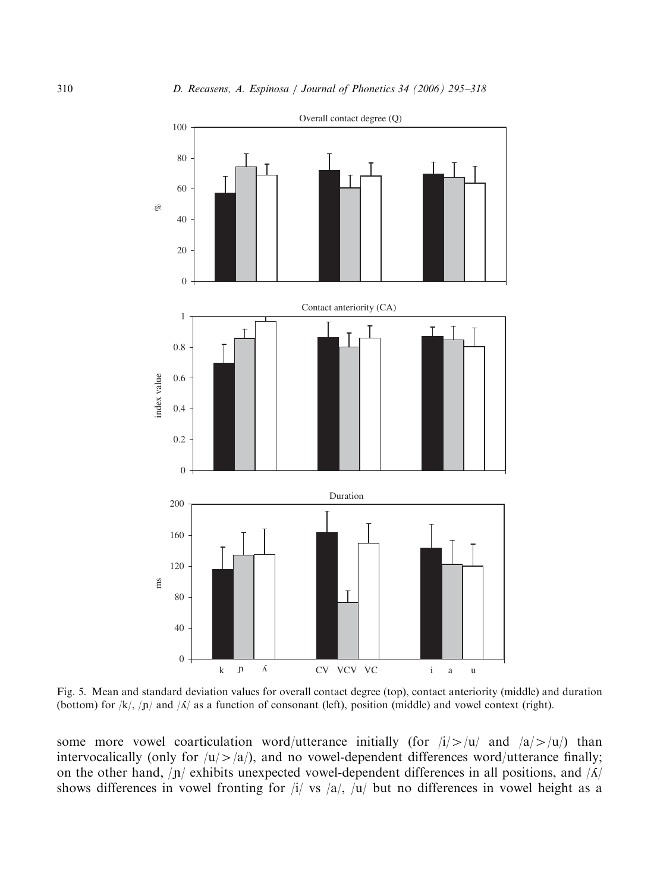Fig. 5. Mean and standard deviation values for overall contact degree (top), contact anteriority (middle) and duration (bottom) for /k/, /ɲ/ and /ʎ/ as a function of consonant (left), position (middle) and vowel context (right).

some more vowel coarticulation word/utterance initially (for /i/>/u/ and /a/>/u/) than intervocalically (only for /u/>/a/), and no vowel-dependent differences word/utterance finally; on the other hand, /ɲ/ exhibits unexpected vowel-dependent differences in all positions, and /ʎ/ shows differences in vowel fronting for /i/ vs /a/, /u/ but no differences in vowel height as a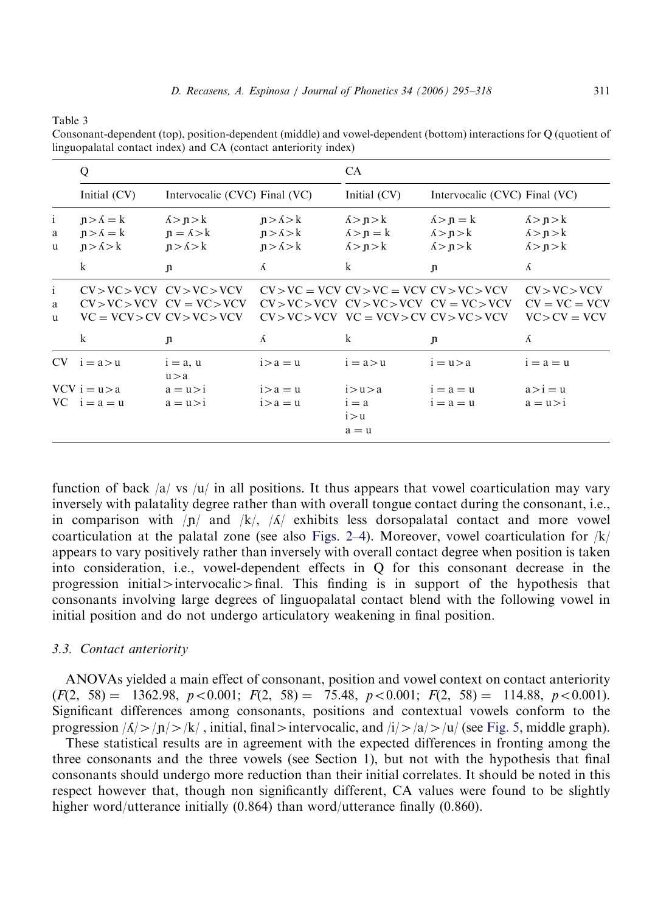Table 3
Consonant-dependent (top), position-dependent (middle) and vowel-dependent (bottom) interactions for Q (quotient of linguopalatal contact index) and CA (contact anteriority index)

| | Q | | | CA | | |
|---|---|---|---|---|---|---|
| | Initial (CV) | Intervocalic (CVC) | Final (VC) | Initial (CV) | Intervocalic (CVC) | Final (VC) |
| i | ɲ > ʎ = k | ʎ > ɲ > k | ɲ > ʎ > k | ʎ > ɲ > k | ʎ > ɲ = k | ʎ > ɲ > k |
| a | ɲ > ʎ = k | ɲ = ʎ > k | ɲ > ʎ > k | ʎ > ɲ = k | ʎ > ɲ > k | ʎ > ɲ > k |
| u | ɲ > ʎ > k | ɲ > ʎ > k | ɲ > ʎ > k | ʎ > ɲ > k | ʎ > ɲ > k | ʎ > ɲ > k |
| | k | ɲ | ʎ | k | ɲ | ʎ |
| i | CV > VC > VCV | CV > VC > VCV | CV > VC = VCV | CV > VC = VCV | CV > VC > VCV | CV > VC > VCV |
| a | CV > VC > VCV | CV = VC > VCV | CV > VC > VCV | CV > VC > VCV | CV = VC > VCV | CV = VC = VCV |
| u | VC = VCV > CV | CV > VC > VCV | CV > VC > VCV | VC = VCV > CV | CV > VC > VCV | VC > CV = VCV |
| | k | ɲ | ʎ | k | ɲ | ʎ |
| CV | i = a > u | i = a, u<br>u > a | i > a = u | i = a > u | i = u > a | i = a = u |
| VCV | i = u > a | a = u > i | i > a = u | i > u > a | i = a = u | a > i = u |
| VC | i = a = u | a = u > i | i > a = u | i = a<br>i > u<br>a = u | i = a = u | a = u > i |

function of back /a/ vs /u/ in all positions. It thus appears that vowel coarticulation may vary inversely with palatality degree rather than with overall tongue contact during the consonant, i.e., in comparison with /ɲ/ and /k/, /ʎ/ exhibits less dorsopalatal contact and more vowel coarticulation at the palatal zone (see also Figs. 2–4). Moreover, vowel coarticulation for /k/ appears to vary positively rather than inversely with overall contact degree when position is taken into consideration, i.e., vowel-dependent effects in Q for this consonant decrease in the progression initial > intervocalic > final. This finding is in support of the hypothesis that consonants involving large degrees of linguopalatal contact blend with the following vowel in initial position and do not undergo articulatory weakening in final position.

### 3.3. Contact anteriority

ANOVAs yielded a main effect of consonant, position and vowel context on contact anteriority ($F(2, 58) = 1362.98$, $p < 0.001$; $F(2, 58) = 75.48$, $p < 0.001$; $F(2, 58) = 114.88$, $p < 0.001$). Significant differences among consonants, positions and contextual vowels conform to the progression /ʎ/ > /ɲ/ > /k/, initial, final > intervocalic, and /i/ > /a/ > /u/ (see Fig. 5, middle graph).

These statistical results are in agreement with the expected differences in fronting among the three consonants and the three vowels (see Section 1), but not with the hypothesis that final consonants should undergo more reduction than their initial correlates. It should be noted in this respect however that, though non significantly different, CA values were found to be slightly higher word/utterance initially (0.864) than word/utterance finally (0.860).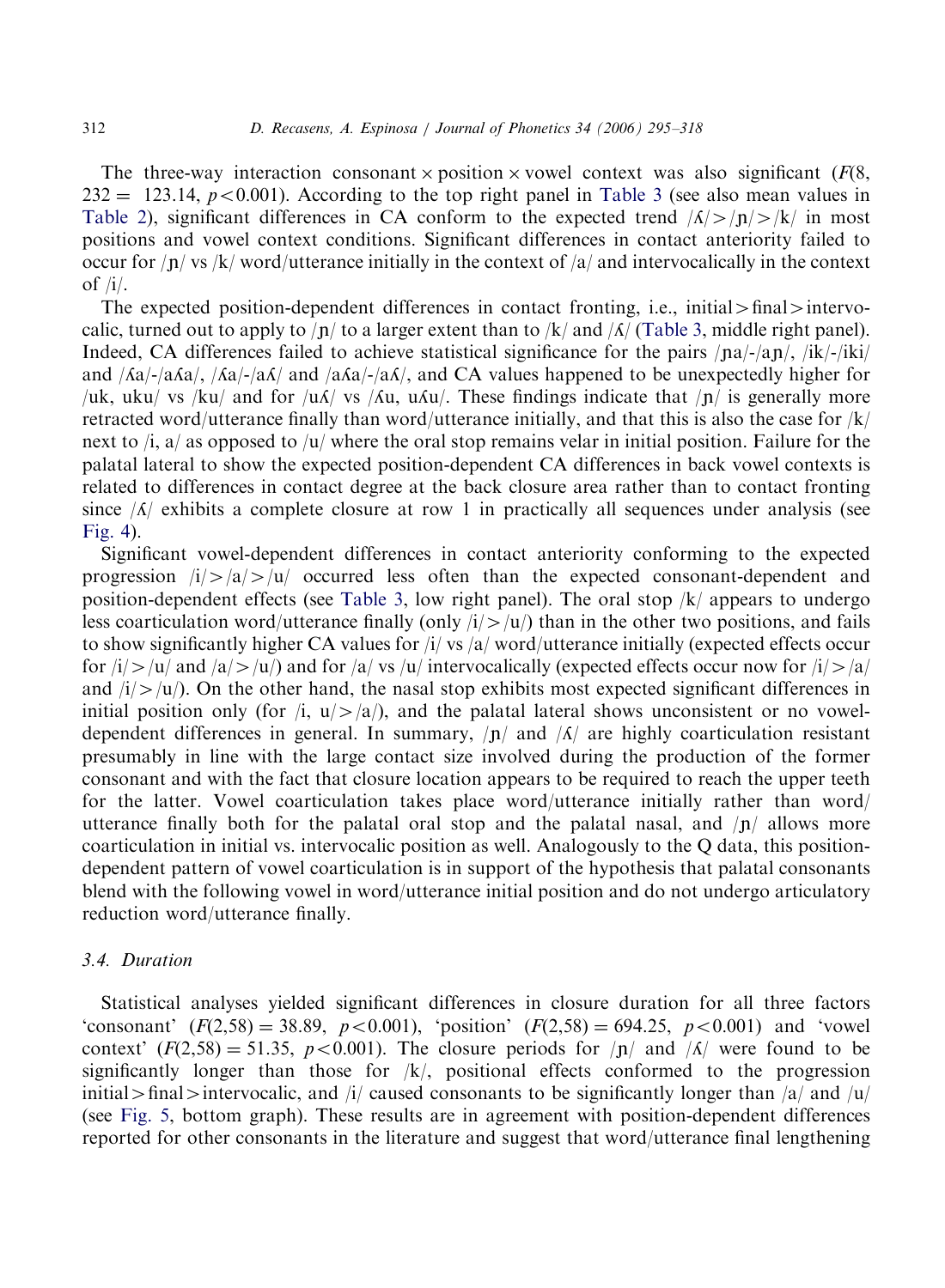The three-way interaction consonant × position × vowel context was also significant ($F(8, 232) = 123.14$, $p<0.001$). According to the top right panel in Table 3 (see also mean values in Table 2), significant differences in CA conform to the expected trend /ʎ/ > /ɲ/ > /k/ in most positions and vowel context conditions. Significant differences in contact anteriority failed to occur for /ɲ/ vs /k/ word/utterance initially in the context of /a/ and intervocalically in the context of /i/.

The expected position-dependent differences in contact fronting, i.e., initial > final > intervocalic, turned out to apply to /ɲ/ to a larger extent than to /k/ and /ʎ/ (Table 3, middle right panel). Indeed, CA differences failed to achieve statistical significance for the pairs /ɲa/-/aɲ/, /ik/-/iki/ and /ʎa/-/aʎa/, /ʎa/-/aʎ/ and /aʎa/-/aʎ/, and CA values happened to be unexpectedly higher for /uk, uku/ vs /ku/ and for /uʎ/ vs /ʎu, uʎu/. These findings indicate that /ɲ/ is generally more retracted word/utterance finally than word/utterance initially, and that this is also the case for /k/ next to /i, a/ as opposed to /u/ where the oral stop remains velar in initial position. Failure for the palatal lateral to show the expected position-dependent CA differences in back vowel contexts is related to differences in contact degree at the back closure area rather than to contact fronting since /ʎ/ exhibits a complete closure at row 1 in practically all sequences under analysis (see Fig. 4).

Significant vowel-dependent differences in contact anteriority conforming to the expected progression /i/ > /a/ > /u/ occurred less often than the expected consonant-dependent and position-dependent effects (see Table 3, low right panel). The oral stop /k/ appears to undergo less coarticulation word/utterance finally (only /i/ > /u/) than in the other two positions, and fails to show significantly higher CA values for /i/ vs /a/ word/utterance initially (expected effects occur for /i/ > /u/ and /a/ > /u/) and for /a/ vs /u/ intervocalically (expected effects occur now for /i/ > /a/ and /i/ > /u/). On the other hand, the nasal stop exhibits most expected significant differences in initial position only (for /i, u/ > /a/), and the palatal lateral shows unconsistent or no vowel-dependent differences in general. In summary, /ɲ/ and /ʎ/ are highly coarticulation resistant presumably in line with the large contact size involved during the production of the former consonant and with the fact that closure location appears to be required to reach the upper teeth for the latter. Vowel coarticulation takes place word/utterance initially rather than word/utterance finally both for the palatal oral stop and the palatal nasal, and /ɲ/ allows more coarticulation in initial vs. intervocalic position as well. Analogously to the Q data, this position-dependent pattern of vowel coarticulation is in support of the hypothesis that palatal consonants blend with the following vowel in word/utterance initial position and do not undergo articulatory reduction word/utterance finally.

### 3.4. Duration

Statistical analyses yielded significant differences in closure duration for all three factors 'consonant' ($F(2,58) = 38.89$, $p<0.001$), 'position' ($F(2,58) = 694.25$, $p<0.001$) and 'vowel context' ($F(2,58) = 51.35$, $p<0.001$). The closure periods for /ɲ/ and /ʎ/ were found to be significantly longer than those for /k/, positional effects conformed to the progression initial > final > intervocalic, and /i/ caused consonants to be significantly longer than /a/ and /u/ (see Fig. 5, bottom graph). These results are in agreement with position-dependent differences reported for other consonants in the literature and suggest that word/utterance final lengthening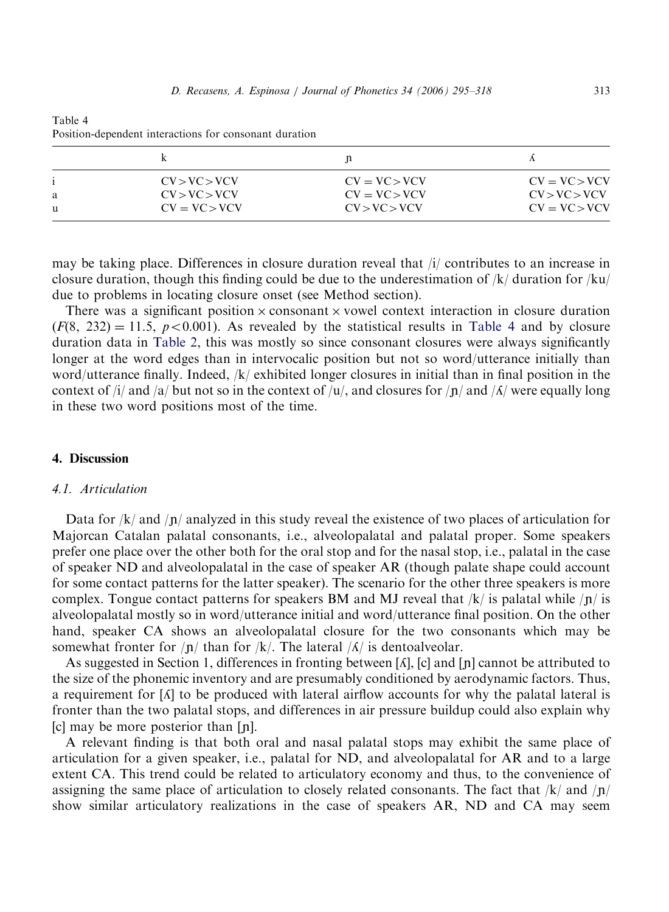Table 4
Position-dependent interactions for consonant duration

| | k | ɲ | ʎ |
|---|---|---|---|
| i | CV > VC > VCV | CV = VC > VCV | CV = VC > VCV |
| a | CV > VC > VCV | CV = VC > VCV | CV > VC > VCV |
| u | CV = VC > VCV | CV > VC > VCV | CV = VC > VCV |

may be taking place. Differences in closure duration reveal that /i/ contributes to an increase in closure duration, though this finding could be due to the underestimation of /k/ duration for /ku/ due to problems in locating closure onset (see Method section).

There was a significant position × consonant × vowel context interaction in closure duration ($F(8, 232) = 11.5$, $p < 0.001$). As revealed by the statistical results in Table 4 and by closure duration data in Table 2, this was mostly so since consonant closures were always significantly longer at the word edges than in intervocalic position but not so word/utterance initially than word/utterance finally. Indeed, /k/ exhibited longer closures in initial than in final position in the context of /i/ and /a/ but not so in the context of /u/, and closures for /ɲ/ and /ʎ/ were equally long in these two word positions most of the time.

## 4. Discussion

### 4.1. Articulation

Data for /k/ and /ɲ/ analyzed in this study reveal the existence of two places of articulation for Majorcan Catalan palatal consonants, i.e., alveolopalatal and palatal proper. Some speakers prefer one place over the other both for the oral stop and for the nasal stop, i.e., palatal in the case of speaker ND and alveolopalatal in the case of speaker AR (though palate shape could account for some contact patterns for the latter speaker). The scenario for the other three speakers is more complex. Tongue contact patterns for speakers BM and MJ reveal that /k/ is palatal while /ɲ/ is alveolopalatal mostly so in word/utterance initial and word/utterance final position. On the other hand, speaker CA shows an alveolopalatal closure for the two consonants which may be somewhat fronter for /ɲ/ than for /k/. The lateral /ʎ/ is dentoalveolar.

As suggested in Section 1, differences in fronting between [ʎ], [c] and [ɲ] cannot be attributed to the size of the phonemic inventory and are presumably conditioned by aerodynamic factors. Thus, a requirement for [ʎ] to be produced with lateral airflow accounts for why the palatal lateral is fronter than the two palatal stops, and differences in air pressure buildup could also explain why [c] may be more posterior than [ɲ].

A relevant finding is that both oral and nasal palatal stops may exhibit the same place of articulation for a given speaker, i.e., palatal for ND, and alveolopalatal for AR and to a large extent CA. This trend could be related to articulatory economy and thus, to the convenience of assigning the same place of articulation to closely related consonants. The fact that /k/ and /ɲ/ show similar articulatory realizations in the case of speakers AR, ND and CA may seem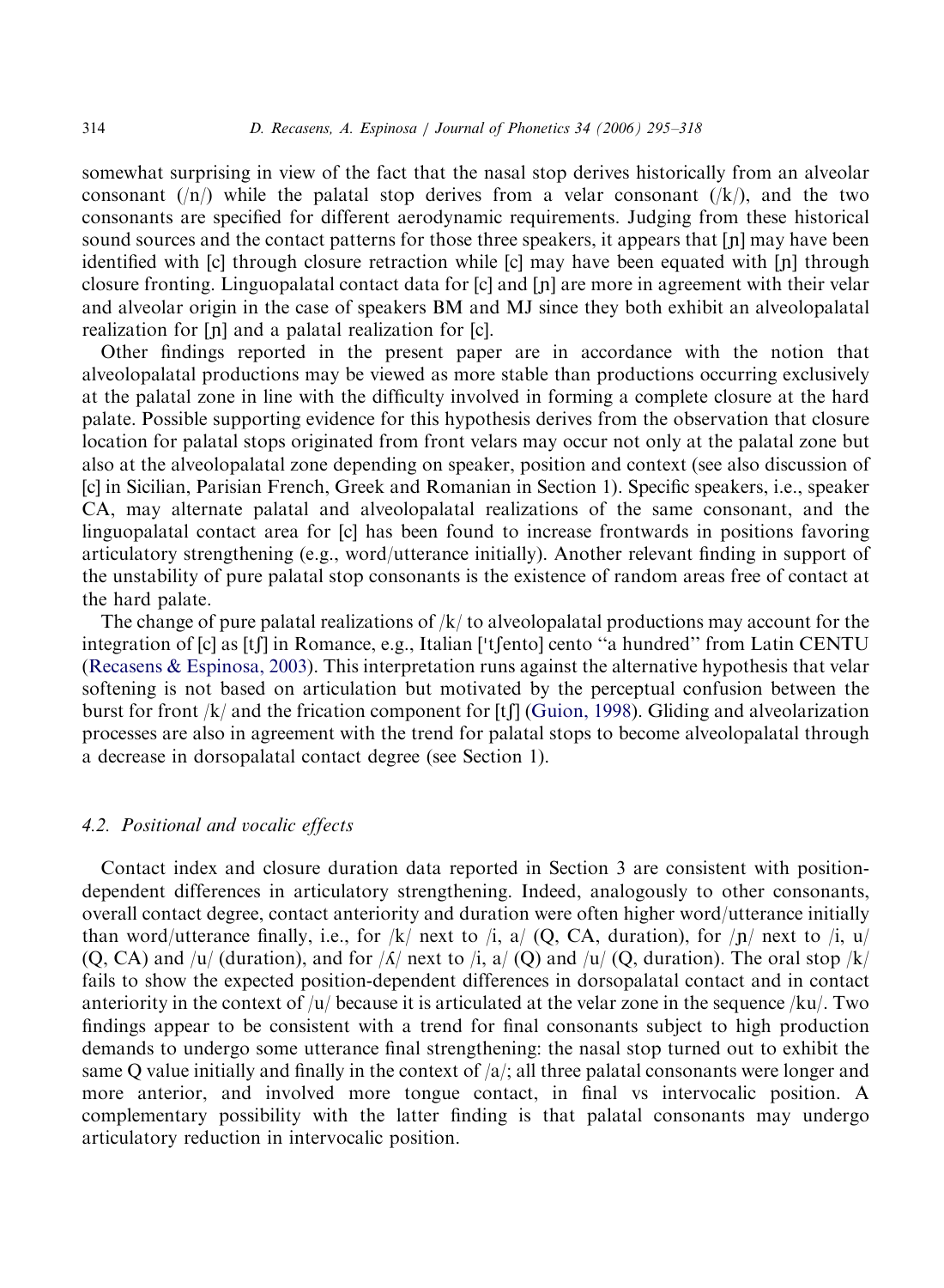somewhat surprising in view of the fact that the nasal stop derives historically from an alveolar consonant (/n/) while the palatal stop derives from a velar consonant (/k/), and the two consonants are specified for different aerodynamic requirements. Judging from these historical sound sources and the contact patterns for those three speakers, it appears that [ɲ] may have been identified with [c] through closure retraction while [c] may have been equated with [ɲ] through closure fronting. Linguopalatal contact data for [c] and [ɲ] are more in agreement with their velar and alveolar origin in the case of speakers BM and MJ since they both exhibit an alveolopalatal realization for [ɲ] and a palatal realization for [c].

Other findings reported in the present paper are in accordance with the notion that alveolopalatal productions may be viewed as more stable than productions occurring exclusively at the palatal zone in line with the difficulty involved in forming a complete closure at the hard palate. Possible supporting evidence for this hypothesis derives from the observation that closure location for palatal stops originated from front velars may occur not only at the palatal zone but also at the alveolopalatal zone depending on speaker, position and context (see also discussion of [c] in Sicilian, Parisian French, Greek and Romanian in Section 1). Specific speakers, i.e., speaker CA, may alternate palatal and alveolopalatal realizations of the same consonant, and the linguopalatal contact area for [c] has been found to increase frontwards in positions favoring articulatory strengthening (e.g., word/utterance initially). Another relevant finding in support of the unstability of pure palatal stop consonants is the existence of random areas free of contact at the hard palate.

The change of pure palatal realizations of /k/ to alveolopalatal productions may account for the integration of [c] as [tʃ] in Romance, e.g., Italian [ˈtʃento] cento "a hundred" from Latin CENTU (Recasens & Espinosa, 2003). This interpretation runs against the alternative hypothesis that velar softening is not based on articulation but motivated by the perceptual confusion between the burst for front /k/ and the frication component for [tʃ] (Guion, 1998). Gliding and alveolarization processes are also in agreement with the trend for palatal stops to become alveolopalatal through a decrease in dorsopalatal contact degree (see Section 1).

### 4.2. Positional and vocalic effects

Contact index and closure duration data reported in Section 3 are consistent with position-dependent differences in articulatory strengthening. Indeed, analogously to other consonants, overall contact degree, contact anteriority and duration were often higher word/utterance initially than word/utterance finally, i.e., for /k/ next to /i, a/ (Q, CA, duration), for /ɲ/ next to /i, u/ (Q, CA) and /u/ (duration), and for /ʎ/ next to /i, a/ (Q) and /u/ (Q, duration). The oral stop /k/ fails to show the expected position-dependent differences in dorsopalatal contact and in contact anteriority in the context of /u/ because it is articulated at the velar zone in the sequence /ku/. Two findings appear to be consistent with a trend for final consonants subject to high production demands to undergo some utterance final strengthening: the nasal stop turned out to exhibit the same Q value initially and finally in the context of /a/; all three palatal consonants were longer and more anterior, and involved more tongue contact, in final vs intervocalic position. A complementary possibility with the latter finding is that palatal consonants may undergo articulatory reduction in intervocalic position.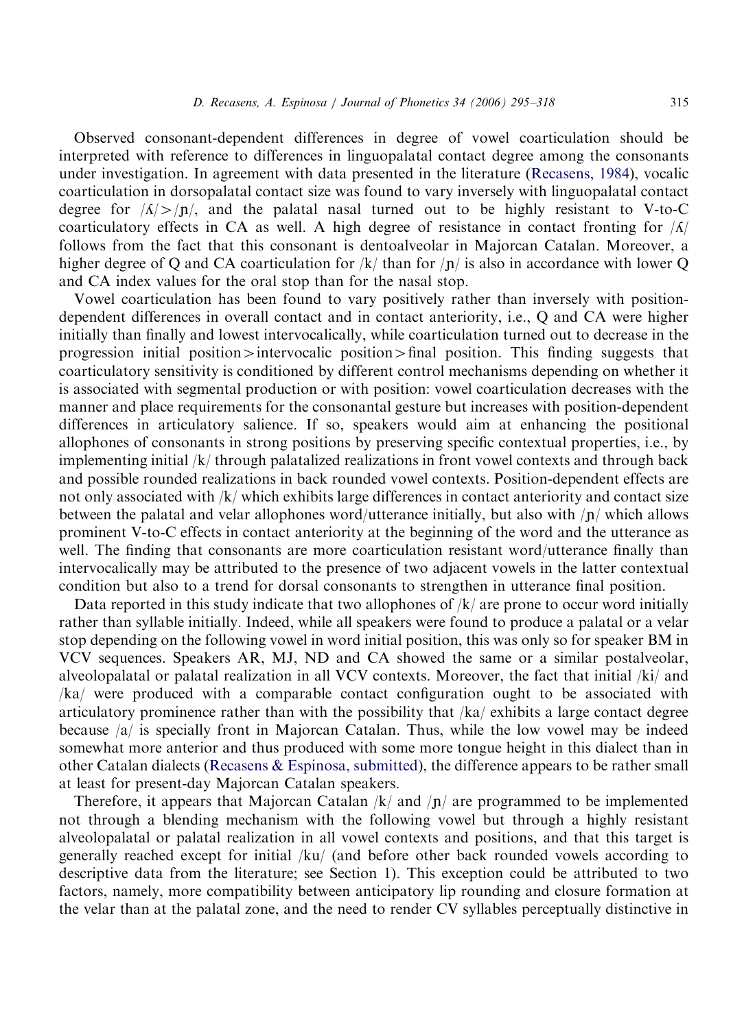Observed consonant-dependent differences in degree of vowel coarticulation should be interpreted with reference to differences in linguopalatal contact degree among the consonants under investigation. In agreement with data presented in the literature (Recasens, 1984), vocalic coarticulation in dorsopalatal contact size was found to vary inversely with linguopalatal contact degree for /ʎ/ > /ɲ/, and the palatal nasal turned out to be highly resistant to V-to-C coarticulatory effects in CA as well. A high degree of resistance in contact fronting for /ʎ/ follows from the fact that this consonant is dentoalveolar in Majorcan Catalan. Moreover, a higher degree of Q and CA coarticulation for /k/ than for /ɲ/ is also in accordance with lower Q and CA index values for the oral stop than for the nasal stop.

Vowel coarticulation has been found to vary positively rather than inversely with position-dependent differences in overall contact and in contact anteriority, i.e., Q and CA were higher initially than finally and lowest intervocalically, while coarticulation turned out to decrease in the progression initial position > intervocalic position > final position. This finding suggests that coarticulatory sensitivity is conditioned by different control mechanisms depending on whether it is associated with segmental production or with position: vowel coarticulation decreases with the manner and place requirements for the consonantal gesture but increases with position-dependent differences in articulatory salience. If so, speakers would aim at enhancing the positional allophones of consonants in strong positions by preserving specific contextual properties, i.e., by implementing initial /k/ through palatalized realizations in front vowel contexts and through back and possible rounded realizations in back rounded vowel contexts. Position-dependent effects are not only associated with /k/ which exhibits large differences in contact anteriority and contact size between the palatal and velar allophones word/utterance initially, but also with /ɲ/ which allows prominent V-to-C effects in contact anteriority at the beginning of the word and the utterance as well. The finding that consonants are more coarticulation resistant word/utterance finally than intervocalically may be attributed to the presence of two adjacent vowels in the latter contextual condition but also to a trend for dorsal consonants to strengthen in utterance final position.

Data reported in this study indicate that two allophones of /k/ are prone to occur word initially rather than syllable initially. Indeed, while all speakers were found to produce a palatal or a velar stop depending on the following vowel in word initial position, this was only so for speaker BM in VCV sequences. Speakers AR, MJ, ND and CA showed the same or a similar postalveolar, alveolopalatal or palatal realization in all VCV contexts. Moreover, the fact that initial /ki/ and /ka/ were produced with a comparable contact configuration ought to be associated with articulatory prominence rather than with the possibility that /ka/ exhibits a large contact degree because /a/ is specially front in Majorcan Catalan. Thus, while the low vowel may be indeed somewhat more anterior and thus produced with some more tongue height in this dialect than in other Catalan dialects (Recasens & Espinosa, submitted), the difference appears to be rather small at least for present-day Majorcan Catalan speakers.

Therefore, it appears that Majorcan Catalan /k/ and /ɲ/ are programmed to be implemented not through a blending mechanism with the following vowel but through a highly resistant alveolopalatal or palatal realization in all vowel contexts and positions, and that this target is generally reached except for initial /ku/ (and before other back rounded vowels according to descriptive data from the literature; see Section 1). This exception could be attributed to two factors, namely, more compatibility between anticipatory lip rounding and closure formation at the velar than at the palatal zone, and the need to render CV syllables perceptually distinctive in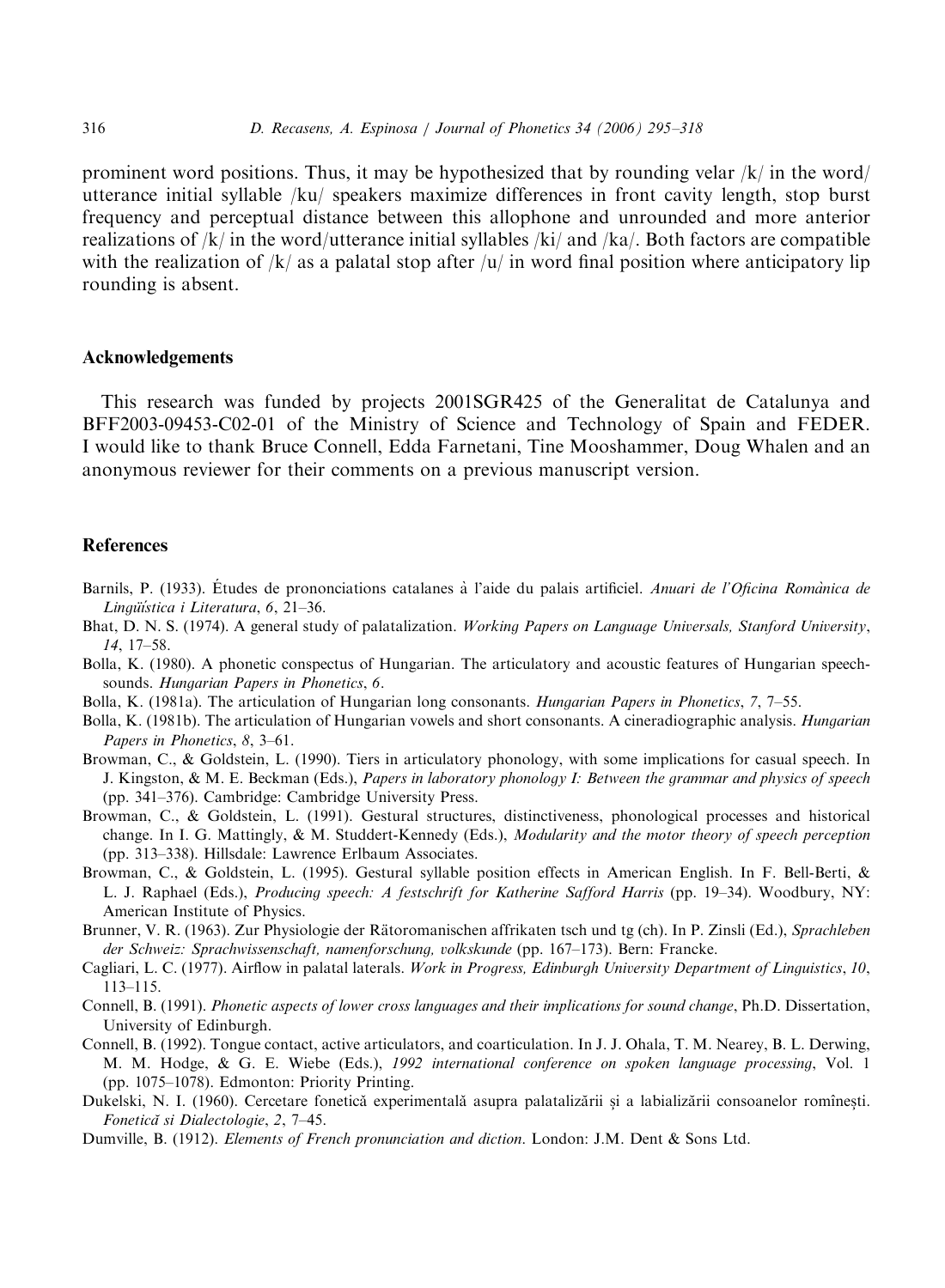prominent word positions. Thus, it may be hypothesized that by rounding velar /k/ in the word/utterance initial syllable /ku/ speakers maximize differences in front cavity length, stop burst frequency and perceptual distance between this allophone and unrounded and more anterior realizations of /k/ in the word/utterance initial syllables /ki/ and /ka/. Both factors are compatible with the realization of /k/ as a palatal stop after /u/ in word final position where anticipatory lip rounding is absent.

## Acknowledgements

This research was funded by projects 2001SGR425 of the Generalitat de Catalunya and BFF2003-09453-C02-01 of the Ministry of Science and Technology of Spain and FEDER. I would like to thank Bruce Connell, Edda Farnetani, Tine Mooshammer, Doug Whalen and an anonymous reviewer for their comments on a previous manuscript version.

## References

Barnils, P. (1933). Études de prononciations catalanes à l'aide du palais artificiel. *Anuari de l'Oficina Romànica de Lingüística i Literatura*, *6*, 21–36.

Bhat, D. N. S. (1974). A general study of palatalization. *Working Papers on Language Universals, Stanford University*, *14*, 17–58.

Bolla, K. (1980). A phonetic conspectus of Hungarian. The articulatory and acoustic features of Hungarian speech-sounds. *Hungarian Papers in Phonetics*, *6*.

Bolla, K. (1981a). The articulation of Hungarian long consonants. *Hungarian Papers in Phonetics*, *7*, 7–55.

Bolla, K. (1981b). The articulation of Hungarian vowels and short consonants. A cineradiographic analysis. *Hungarian Papers in Phonetics*, *8*, 3–61.

Browman, C., Goldstein, L. (1990). Tiers in articulatory phonology, with some implications for casual speech. In J. Kingston, & M. E. Beckman (Eds.), *Papers in laboratory phonology I: Between the grammar and physics of speech* (pp. 341–376). Cambridge: Cambridge University Press.

Browman, C., & Goldstein, L. (1991). Gestural structures, distinctiveness, phonological processes and historical change. In I. G. Mattingly, & M. Studdert-Kennedy (Eds.), *Modularity and the motor theory of speech perception* (pp. 313–338). Hillsdale: Lawrence Erlbaum Associates.

Browman, C., & Goldstein, L. (1995). Gestural syllable position effects in American English. In F. Bell-Berti, & L. J. Raphael (Eds.), *Producing speech: A festschrift for Katherine Safford Harris* (pp. 19–34). Woodbury, NY: American Institute of Physics.

Brunner, V. R. (1963). Zur Physiologie der Rätoromanischen affrikaten tsch und tg (ch). In P. Zinsli (Ed.), *Sprachleben der Schweiz: Sprachwissenschaft, namenforschung, volkskunde* (pp. 167–173). Bern: Francke.

Cagliari, L. C. (1977). Airflow in palatal laterals. *Work in Progress, Edinburgh University Department of Linguistics*, *10*, 113–115.

Connell, B. (1991). *Phonetic aspects of lower cross languages and their implications for sound change*, Ph.D. Dissertation, University of Edinburgh.

Connell, B. (1992). Tongue contact, active articulators, and coarticulation. In J. J. Ohala, T. M. Nearey, B. L. Derwing, M. M. Hodge, & G. E. Wiebe (Eds.), *1992 international conference on spoken language processing*, Vol. 1 (pp. 1075–1078). Edmonton: Priority Printing.

Dukelski, N. I. (1960). Cercetare fonetică experimentală asupra palatalizării și a labializării consoanelor românești. *Fonetică si Dialectologie*, *2*, 7–45.

Dumville, B. (1912). *Elements of French pronunciation and diction*. London: J.M. Dent & Sons Ltd.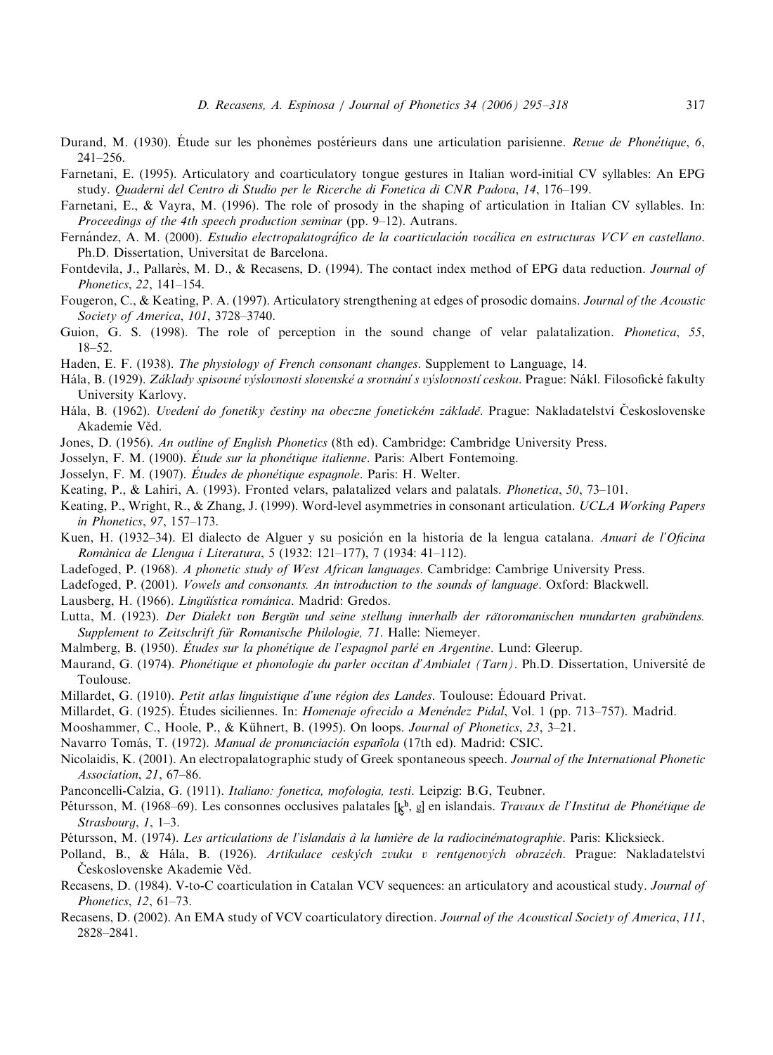Durand, M. (1930). Étude sur les phonèmes postérieurs dans une articulation parisienne. *Revue de Phonétique*, *6*, 241–256.

Farnetani, E. (1995). Articulatory and coarticulatory tongue gestures in Italian word-initial CV syllables: An EPG study. *Quaderni del Centro di Studio per le Ricerche di Fonetica di CNR Padova*, *14*, 176–199.

Farnetani, E., & Vayra, M. (1996). The role of prosody in the shaping of articulation in Italian CV syllables. In: *Proceedings of the 4th speech production seminar* (pp. 9–12). Autrans.

Fernández, A. M. (2000). *Estudio electropalatográfico de la coarticulación vocálica en estructuras VCV en castellano*. Ph.D. Dissertation, Universitat de Barcelona.

Fontdevila, J., Pallarès, M. D., & Recasens, D. (1994). The contact index method of EPG data reduction. *Journal of Phonetics*, *22*, 141–154.

Fougeron, C., & Keating, P. A. (1997). Articulatory strengthening at edges of prosodic domains. *Journal of the Acoustic Society of America*, *101*, 3728–3740.

Guion, G. S. (1998). The role of perception in the sound change of velar palatalization. *Phonetica*, *55*, 18–52.

Haden, E. F. (1938). *The physiology of French consonant changes*. Supplement to Language, 14.

Hála, B. (1929). *Základy spisovné výslovnosti slovenské a srovnání s výslovností ceskou*. Prague: Nákl. Filosofické fakulty University Karlovy.

Hála, B. (1962). *Uvedení do fonetiky češtiny na obecne fonetickém základě*. Prague: Nakladatelství Československe Akademie Věd.

Jones, D. (1956). *An outline of English Phonetics* (8th ed). Cambridge: Cambridge University Press.

Josselyn, F. M. (1900). *Étude sur la phonétique italienne*. Paris: Albert Fontemoing.

Josselyn, F. M. (1907). *Études de phonétique espagnole*. Paris: H. Welter.

Keating, P., & Lahiri, A. (1993). Fronted velars, palatalized velars and palatals. *Phonetica*, *50*, 73–101.

Keating, P., Wright, R., & Zhang, J. (1999). Word-level asymmetries in consonant articulation. *UCLA Working Papers in Phonetics*, *97*, 157–173.

Kuen, H. (1932–34). El dialecto de Alguer y su posición en la historia de la lengua catalana. *Anuari de l'Oficina Romànica de Llengua i Literatura*, 5 (1932: 121–177), 7 (1934: 41–112).

Ladefoged, P. (1968). *A phonetic study of West African languages*. Cambridge: Cambrige University Press.

Ladefoged, P. (2001). *Vowels and consonants. An introduction to the sounds of language*. Oxford: Blackwell.

Lausberg, H. (1966). *Lingüística románica*. Madrid: Gredos.

Lutta, M. (1923). *Der Dialekt von Bergün und seine stellung innerhalb der rätoromanischen mundarten grabündens. Supplement to Zeitschrift für Romanische Philologie, 71*. Halle: Niemeyer.

Malmberg, B. (1950). *Études sur la phonétique de l'espagnol parlé en Argentine*. Lund: Gleerup.

Maurand, G. (1974). *Phonétique et phonologie du parler occitan d'Ambialet (Tarn)*. Ph.D. Dissertation, Université de Toulouse.

Millardet, G. (1910). *Petit atlas linguistique d'une région des Landes*. Toulouse: Édouard Privat.

Millardet, G. (1925). Études siciliennes. In: *Homenaje ofrecido a Menéndez Pidal*, Vol. 1 (pp. 713–757). Madrid.

Mooshammer, C., Hoole, P., & Kühnert, B. (1995). On loops. *Journal of Phonetics*, *23*, 3–21.

Navarro Tomás, T. (1972). *Manual de pronunciación española* (17th ed). Madrid: CSIC.

Nicolaidis, K. (2001). An electropalatographic study of Greek spontaneous speech. *Journal of the International Phonetic Association*, *21*, 67–86.

Panconcelli-Calzia, G. (1911). *Italiano: fonetica, mofologia, testi*. Leipzig: B.G, Teubner.

Pétursson, M. (1968–69). Les consonnes occlusives palatales [k̯ʰ, g̯] en islandais. *Travaux de l'Institut de Phonétique de Strasbourg*, *1*, 1–3.

Pétursson, M. (1974). *Les articulations de l'islandais à la lumière de la radiocinématographie*. Paris: Klicksieck.

Polland, B., & Hála, B. (1926). *Artikulace ceských zvuku v rentgenových obrazéch*. Prague: Nakladatelství Československe Akademie Věd.

Recasens, D. (1984). V-to-C coarticulation in Catalan VCV sequences: an articulatory and acoustical study. *Journal of Phonetics*, *12*, 61–73.

Recasens, D. (2002). An EMA study of VCV coarticulatory direction. *Journal of the Acoustical Society of America*, *111*, 2828–2841.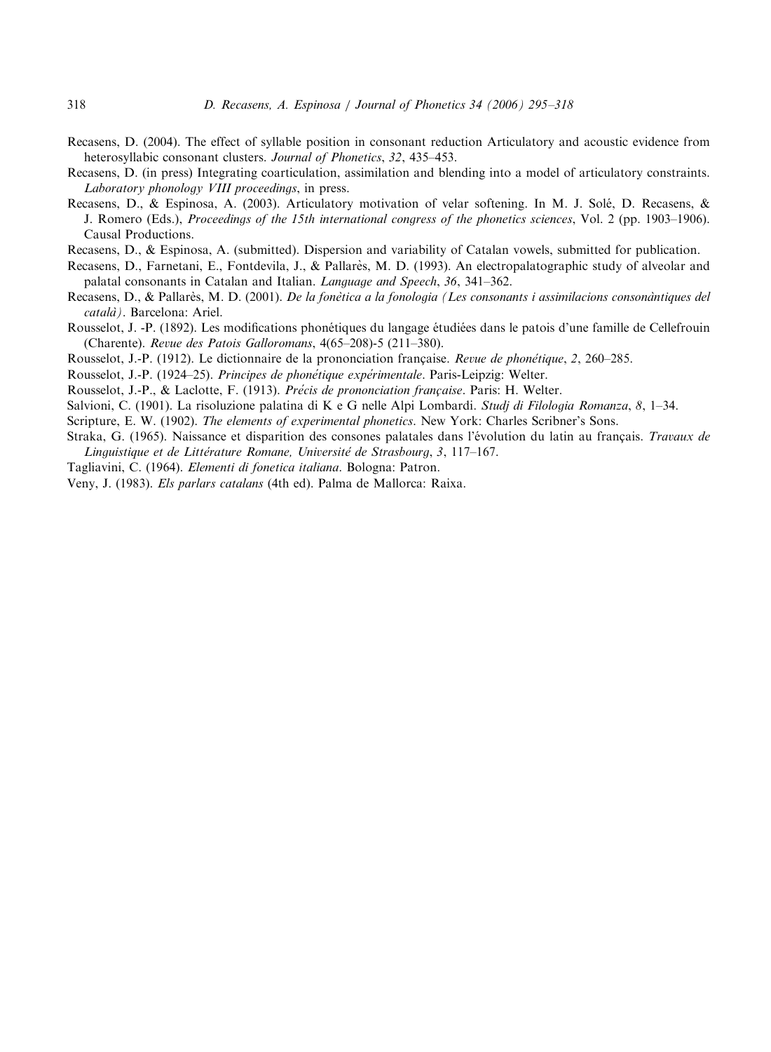Recasens, D. (2004). The effect of syllable position in consonant reduction Articulatory and acoustic evidence from heterosyllabic consonant clusters. *Journal of Phonetics*, *32*, 435–453.

Recasens, D. (in press) Integrating coarticulation, assimilation and blending into a model of articulatory constraints. *Laboratory phonology VIII proceedings*, in press.

Recasens, D., & Espinosa, A. (2003). Articulatory motivation of velar softening. In M. J. Solé, D. Recasens, & J. Romero (Eds.), *Proceedings of the 15th international congress of the phonetics sciences*, Vol. 2 (pp. 1903–1906). Causal Productions.

Recasens, D., & Espinosa, A. (submitted). Dispersion and variability of Catalan vowels, submitted for publication.

Recasens, D., Farnetani, E., Fontdevila, J., & Pallarès, M. D. (1993). An electropalatographic study of alveolar and palatal consonants in Catalan and Italian. *Language and Speech*, *36*, 341–362.

Recasens, D., & Pallarès, M. D. (2001). *De la fonètica a la fonologia (Les consonants i assimilacions consonàntiques del català)*. Barcelona: Ariel.

Rousselot, J. -P. (1892). Les modifications phonétiques du langage étudiées dans le patois d'une famille de Cellefrouin (Charente). *Revue des Patois Galloromans*, 4(65–208)-5 (211–380).

Rousselot, J.-P. (1912). Le dictionnaire de la prononciation française. *Revue de phonétique*, *2*, 260–285.

Rousselot, J.-P. (1924–25). *Principes de phonétique expérimentale*. Paris-Leipzig: Welter.

Rousselot, J.-P., & Laclotte, F. (1913). *Précis de prononciation française*. Paris: H. Welter.

Salvioni, C. (1901). La risoluzione palatina di K e G nelle Alpi Lombardi. *Studj di Filologia Romanza*, *8*, 1–34.

Scripture, E. W. (1902). *The elements of experimental phonetics*. New York: Charles Scribner's Sons.

Straka, G. (1965). Naissance et disparition des consones palatales dans l'évolution du latin au français. *Travaux de Linguistique et de Littérature Romane, Université de Strasbourg*, *3*, 117–167.

Tagliavini, C. (1964). *Elementi di fonetica italiana*. Bologna: Patron.

Veny, J. (1983). *Els parlars catalans* (4th ed). Palma de Mallorca: Raixa.